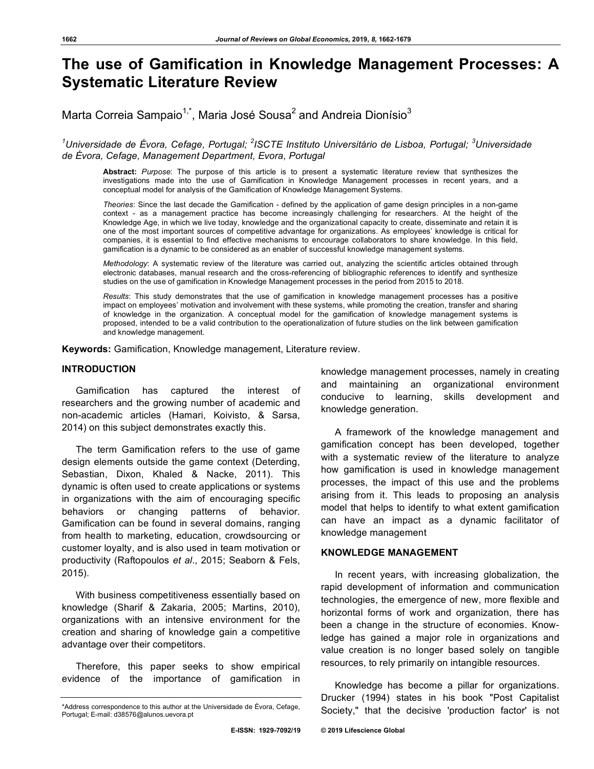# The use of Gamification in Knowledge Management Processes: A Systematic Literature Review

Marta Correia Sampaio[1,*], Maria José Sousa[2] and Andreia Dionísio[3]

[1]Universidade de Évora, Cefage, Portugal; [2]ISCTE Instituto Universitário de Lisboa, Portugal; [3]Universidade de Évora, Cefage, Management Department, Evora, Portugal

**Abstract:** *Purpose*: The purpose of this article is to present a systematic literature review that synthesizes the investigations made into the use of Gamification in Knowledge Management processes in recent years, and a conceptual model for analysis of the Gamification of Knowledge Management Systems.

*Theories*: Since the last decade the Gamification - defined by the application of game design principles in a non-game context - as a management practice has become increasingly challenging for researchers. At the height of the Knowledge Age, in which we live today, knowledge and the organizational capacity to create, disseminate and retain it is one of the most important sources of competitive advantage for organizations. As employees' knowledge is critical for companies, it is essential to find effective mechanisms to encourage collaborators to share knowledge. In this field, gamification is a dynamic to be considered as an enabler of successful knowledge management systems.

*Methodology*: A systematic review of the literature was carried out, analyzing the scientific articles obtained through electronic databases, manual research and the cross-referencing of bibliographic references to identify and synthesize studies on the use of gamification in Knowledge Management processes in the period from 2015 to 2018.

*Results*: This study demonstrates that the use of gamification in knowledge management processes has a positive impact on employees' motivation and involvement with these systems, while promoting the creation, transfer and sharing of knowledge in the organization. A conceptual model for the gamification of knowledge management systems is proposed, intended to be a valid contribution to the operationalization of future studies on the link between gamification and knowledge management.

**Keywords:** Gamification, Knowledge management, Literature review.

## INTRODUCTION

Gamification has captured the interest of researchers and the growing number of academic and non-academic articles (Hamari, Koivisto, & Sarsa, 2014) on this subject demonstrates exactly this.

The term Gamification refers to the use of game design elements outside the game context (Deterding, Sebastian, Dixon, Khaled & Nacke, 2011). This dynamic is often used to create applications or systems in organizations with the aim of encouraging specific behaviors or changing patterns of behavior. Gamification can be found in several domains, ranging from health to marketing, education, crowdsourcing or customer loyalty, and is also used in team motivation or productivity (Raftopoulos *et al*., 2015; Seaborn & Fels, 2015).

With business competitiveness essentially based on knowledge (Sharif & Zakaria, 2005; Martins, 2010), organizations with an intensive environment for the creation and sharing of knowledge gain a competitive advantage over their competitors.

Therefore, this paper seeks to show empirical evidence of the importance of gamification in knowledge management processes, namely in creating and maintaining an organizational environment conducive to learning, skills development and knowledge generation.

A framework of the knowledge management and gamification concept has been developed, together with a systematic review of the literature to analyze how gamification is used in knowledge management processes, the impact of this use and the problems arising from it. This leads to proposing an analysis model that helps to identify to what extent gamification can have an impact as a dynamic facilitator of knowledge management

## KNOWLEDGE MANAGEMENT

In recent years, with increasing globalization, the rapid development of information and communication technologies, the emergence of new, more flexible and horizontal forms of work and organization, there has been a change in the structure of economies. Knowledge has gained a major role in organizations and value creation is no longer based solely on tangible resources, to rely primarily on intangible resources.

Knowledge has become a pillar for organizations. Drucker (1994) states in his book "Post Capitalist Society," that the decisive 'production factor' is not

*Address correspondence to this author at the Universidade de Évora, Cefage, Portugal; E-mail: d38576@alunos.uevora.pt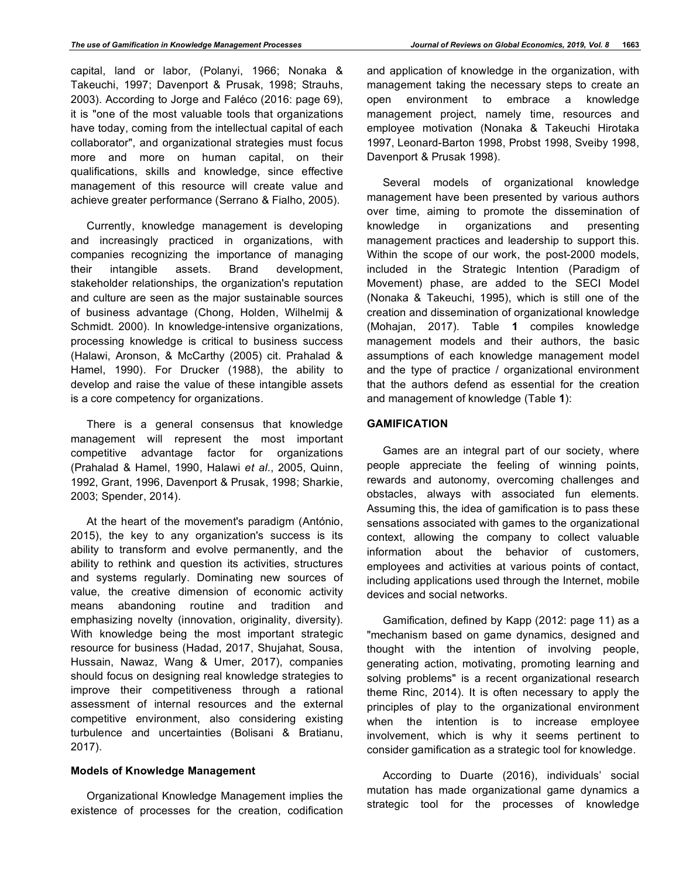capital, land or labor, (Polanyi, 1966; Nonaka & Takeuchi, 1997; Davenport & Prusak, 1998; Strauhs, 2003). According to Jorge and Faléco (2016: page 69), it is "one of the most valuable tools that organizations have today, coming from the intellectual capital of each collaborator", and organizational strategies must focus more and more on human capital, on their qualifications, skills and knowledge, since effective management of this resource will create value and achieve greater performance (Serrano & Fialho, 2005).

Currently, knowledge management is developing and increasingly practiced in organizations, with companies recognizing the importance of managing their intangible assets. Brand development, stakeholder relationships, the organization's reputation and culture are seen as the major sustainable sources of business advantage (Chong, Holden, Wilhelmij & Schmidt. 2000). In knowledge-intensive organizations, processing knowledge is critical to business success (Halawi, Aronson, & McCarthy (2005) cit. Prahalad & Hamel, 1990). For Drucker (1988), the ability to develop and raise the value of these intangible assets is a core competency for organizations.

There is a general consensus that knowledge management will represent the most important competitive advantage factor for organizations (Prahalad & Hamel, 1990, Halawi *et al*., 2005, Quinn, 1992, Grant, 1996, Davenport & Prusak, 1998; Sharkie, 2003; Spender, 2014).

At the heart of the movement's paradigm (António, 2015), the key to any organization's success is its ability to transform and evolve permanently, and the ability to rethink and question its activities, structures and systems regularly. Dominating new sources of value, the creative dimension of economic activity means abandoning routine and tradition and emphasizing novelty (innovation, originality, diversity). With knowledge being the most important strategic resource for business (Hadad, 2017, Shujahat, Sousa, Hussain, Nawaz, Wang & Umer, 2017), companies should focus on designing real knowledge strategies to improve their competitiveness through a rational assessment of internal resources and the external competitive environment, also considering existing turbulence and uncertainties (Bolisani & Bratianu, 2017).

### Models of Knowledge Management

Organizational Knowledge Management implies the existence of processes for the creation, codification and application of knowledge in the organization, with management taking the necessary steps to create an open environment to embrace a knowledge management project, namely time, resources and employee motivation (Nonaka & Takeuchi Hirotaka 1997, Leonard-Barton 1998, Probst 1998, Sveiby 1998, Davenport & Prusak 1998).

Several models of organizational knowledge management have been presented by various authors over time, aiming to promote the dissemination of knowledge in organizations and presenting management practices and leadership to support this. Within the scope of our work, the post-2000 models, included in the Strategic Intention (Paradigm of Movement) phase, are added to the SECI Model (Nonaka & Takeuchi, 1995), which is still one of the creation and dissemination of organizational knowledge (Mohajan, 2017). Table **1** compiles knowledge management models and their authors, the basic assumptions of each knowledge management model and the type of practice / organizational environment that the authors defend as essential for the creation and management of knowledge (Table **1**):

## GAMIFICATION

Games are an integral part of our society, where people appreciate the feeling of winning points, rewards and autonomy, overcoming challenges and obstacles, always with associated fun elements. Assuming this, the idea of gamification is to pass these sensations associated with games to the organizational context, allowing the company to collect valuable information about the behavior of customers, employees and activities at various points of contact, including applications used through the Internet, mobile devices and social networks.

Gamification, defined by Kapp (2012: page 11) as a "mechanism based on game dynamics, designed and thought with the intention of involving people, generating action, motivating, promoting learning and solving problems" is a recent organizational research theme Rinc, 2014). It is often necessary to apply the principles of play to the organizational environment when the intention is to increase employee involvement, which is why it seems pertinent to consider gamification as a strategic tool for knowledge.

According to Duarte (2016), individuals' social mutation has made organizational game dynamics a strategic tool for the processes of knowledge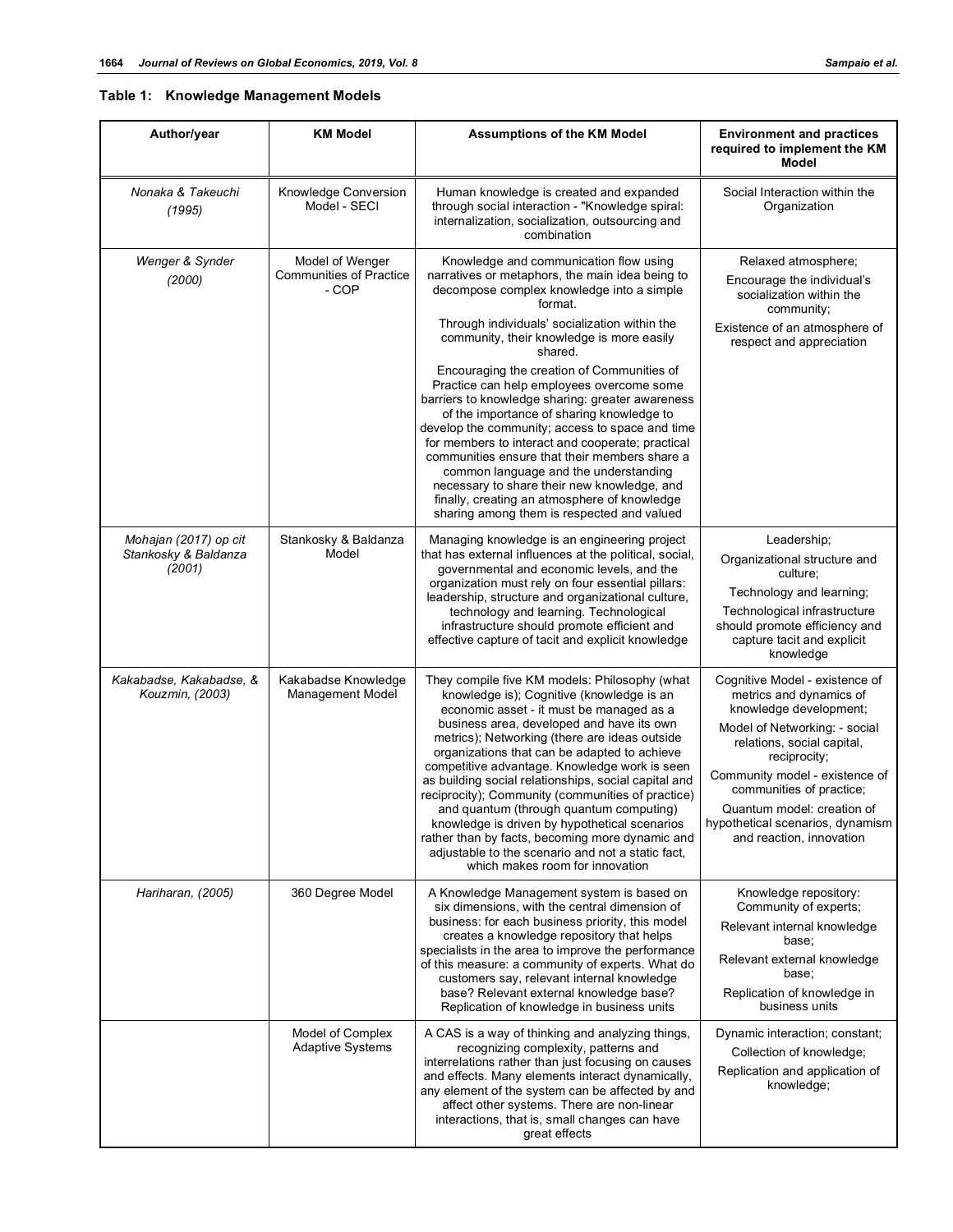**Table 1: Knowledge Management Models**

| Author/year | KM Model | Assumptions of the KM Model | Environment and practices required to implement the KM Model |
|---|---|---|---|
| *Nonaka & Takeuchi (1995)* | Knowledge Conversion Model - SECI | Human knowledge is created and expanded through social interaction - "Knowledge spiral: internalization, socialization, outsourcing and combination | Social Interaction within the Organization |
| *Wenger & Synder (2000)* | Model of Wenger Communities of Practice - COP | Knowledge and communication flow using narratives or metaphors, the main idea being to decompose complex knowledge into a simple format.<br>Through individuals' socialization within the community, their knowledge is more easily shared.<br>Encouraging the creation of Communities of Practice can help employees overcome some barriers to knowledge sharing: greater awareness of the importance of sharing knowledge to develop the community; access to space and time for members to interact and cooperate; practical communities ensure that their members share a common language and the understanding necessary to share their new knowledge, and finally, creating an atmosphere of knowledge sharing among them is respected and valued | Relaxed atmosphere;<br>Encourage the individual's socialization within the community;<br>Existence of an atmosphere of respect and appreciation |
| *Mohajan (2017) op cit Stankosky & Baldanza (2001)* | Stankosky & Baldanza Model | Managing knowledge is an engineering project that has external influences at the political, social, governmental and economic levels, and the organization must rely on four essential pillars: leadership, structure and organizational culture, technology and learning. Technological infrastructure should promote efficient and effective capture of tacit and explicit knowledge | Leadership;<br>Organizational structure and culture;<br>Technology and learning;<br>Technological infrastructure should promote efficiency and capture tacit and explicit knowledge |
| *Kakabadse, Kakabadse, & Kouzmin, (2003)* | Kakabadse Knowledge Management Model | They compile five KM models: Philosophy (what knowledge is); Cognitive (knowledge is an economic asset - it must be managed as a business area, developed and have its own metrics); Networking (there are ideas outside organizations that can be adapted to achieve competitive advantage. Knowledge work is seen as building social relationships, social capital and reciprocity); Community (communities of practice) and quantum (through quantum computing) knowledge is driven by hypothetical scenarios rather than by facts, becoming more dynamic and adjustable to the scenario and not a static fact, which makes room for innovation | Cognitive Model - existence of metrics and dynamics of knowledge development;<br>Model of Networking: - social relations, social capital, reciprocity;<br>Community model - existence of communities of practice;<br>Quantum model: creation of hypothetical scenarios, dynamism and reaction, innovation |
| *Hariharan, (2005)* | 360 Degree Model | A Knowledge Management system is based on six dimensions, with the central dimension of business: for each business priority, this model creates a knowledge repository that helps specialists in the area to improve the performance of this measure: a community of experts. What do customers say, relevant internal knowledge base? Relevant external knowledge base? Replication of knowledge in business units | Knowledge repository: Community of experts;<br>Relevant internal knowledge base;<br>Relevant external knowledge base;<br>Replication of knowledge in business units |
| | Model of Complex Adaptive Systems | A CAS is a way of thinking and analyzing things, recognizing complexity, patterns and interrelations rather than just focusing on causes and effects. Many elements interact dynamically, any element of the system can be affected by and affect other systems. There are non-linear interactions, that is, small changes can have great effects | Dynamic interaction; constant;<br>Collection of knowledge;<br>Replication and application of knowledge; |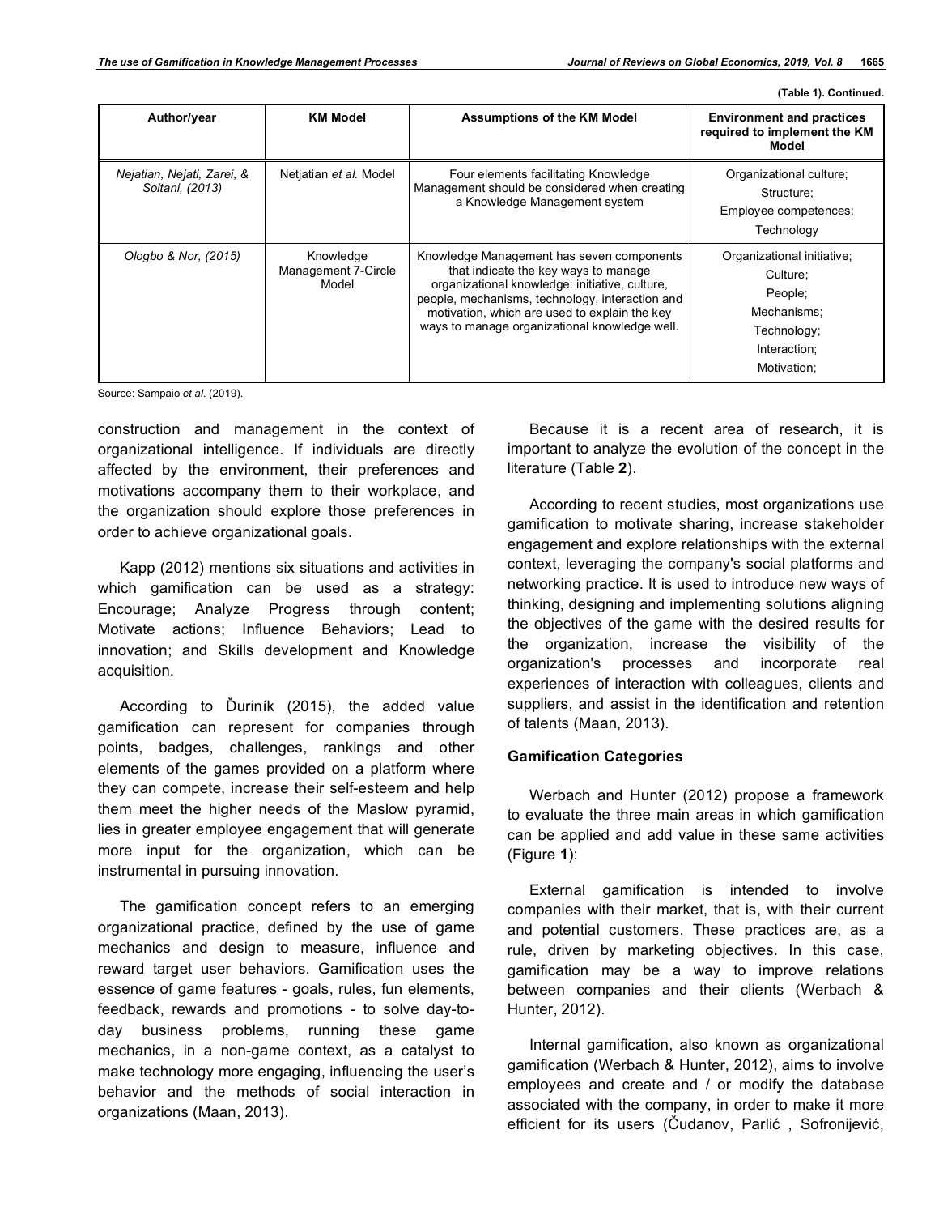(Table 1). Continued.

| Author/year | KM Model | Assumptions of the KM Model | Environment and practices required to implement the KM Model |
|---|---|---|---|
| *Nejatian, Nejati, Zarei, & Soltani, (2013)* | Netjatian *et al.* Model | Four elements facilitating Knowledge Management should be considered when creating a Knowledge Management system | Organizational culture;<br>Structure;<br>Employee competences;<br>Technology |
| *Ologbo & Nor, (2015)* | Knowledge Management 7-Circle Model | Knowledge Management has seven components that indicate the key ways to manage organizational knowledge: initiative, culture, people, mechanisms, technology, interaction and motivation, which are used to explain the key ways to manage organizational knowledge well. | Organizational initiative;<br>Culture;<br>People;<br>Mechanisms;<br>Technology;<br>Interaction;<br>Motivation; |

Source: Sampaio *et al*. (2019).

construction and management in the context of organizational intelligence. If individuals are directly affected by the environment, their preferences and motivations accompany them to their workplace, and the organization should explore those preferences in order to achieve organizational goals.

Kapp (2012) mentions six situations and activities in which gamification can be used as a strategy: Encourage; Analyze Progress through content; Motivate actions; Influence Behaviors; Lead to innovation; and Skills development and Knowledge acquisition.

According to Ďuriník (2015), the added value gamification can represent for companies through points, badges, challenges, rankings and other elements of the games provided on a platform where they can compete, increase their self-esteem and help them meet the higher needs of the Maslow pyramid, lies in greater employee engagement that will generate more input for the organization, which can be instrumental in pursuing innovation.

The gamification concept refers to an emerging organizational practice, defined by the use of game mechanics and design to measure, influence and reward target user behaviors. Gamification uses the essence of game features - goals, rules, fun elements, feedback, rewards and promotions - to solve day-to-day business problems, running these game mechanics, in a non-game context, as a catalyst to make technology more engaging, influencing the user's behavior and the methods of social interaction in organizations (Maan, 2013).

Because it is a recent area of research, it is important to analyze the evolution of the concept in the literature (Table **2**).

According to recent studies, most organizations use gamification to motivate sharing, increase stakeholder engagement and explore relationships with the external context, leveraging the company's social platforms and networking practice. It is used to introduce new ways of thinking, designing and implementing solutions aligning the objectives of the game with the desired results for the organization, increase the visibility of the organization's processes and incorporate real experiences of interaction with colleagues, clients and suppliers, and assist in the identification and retention of talents (Maan, 2013).

### Gamification Categories

Werbach and Hunter (2012) propose a framework to evaluate the three main areas in which gamification can be applied and add value in these same activities (Figure **1**):

External gamification is intended to involve companies with their market, that is, with their current and potential customers. These practices are, as a rule, driven by marketing objectives. In this case, gamification may be a way to improve relations between companies and their clients (Werbach & Hunter, 2012).

Internal gamification, also known as organizational gamification (Werbach & Hunter, 2012), aims to involve employees and create and / or modify the database associated with the company, in order to make it more efficient for its users (Čudanov, Parlić , Sofronijević,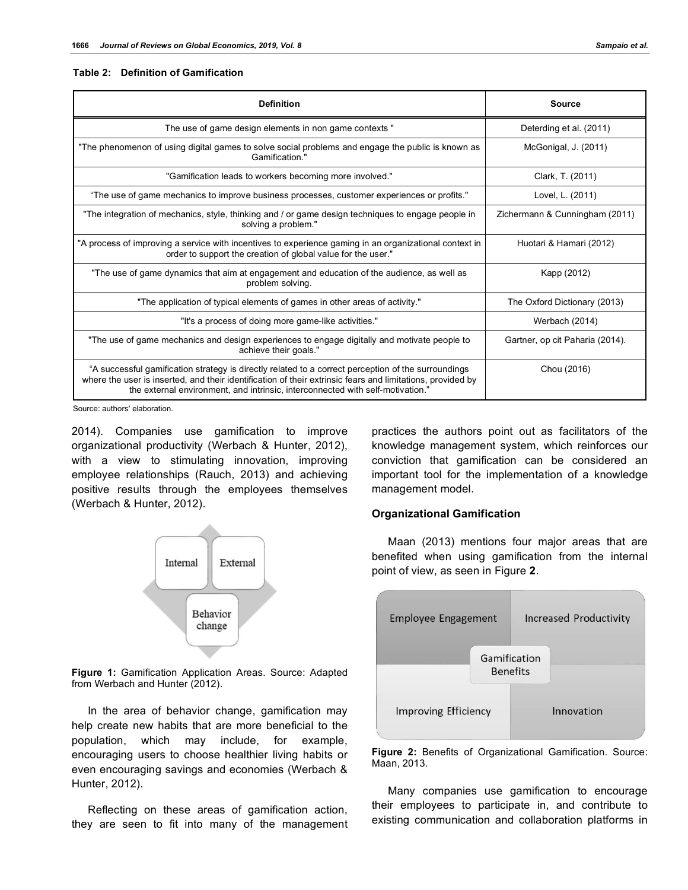**Table 2: Definition of Gamification**

| Definition | Source |
|---|---|
| The use of game design elements in non game contexts " | Deterding et al. (2011) |
| "The phenomenon of using digital games to solve social problems and engage the public is known as Gamification." | McGonigal, J. (2011) |
| "Gamification leads to workers becoming more involved." | Clark, T. (2011) |
| "The use of game mechanics to improve business processes, customer experiences or profits." | Lovel, L. (2011) |
| "The integration of mechanics, style, thinking and / or game design techniques to engage people in solving a problem." | Zichermann & Cunningham (2011) |
| "A process of improving a service with incentives to experience gaming in an organizational context in order to support the creation of global value for the user." | Huotari & Hamari (2012) |
| "The use of game dynamics that aim at engagement and education of the audience, as well as problem solving. | Kapp (2012) |
| "The application of typical elements of games in other areas of activity." | The Oxford Dictionary (2013) |
| "It's a process of doing more game-like activities." | Werbach (2014) |
| "The use of game mechanics and design experiences to engage digitally and motivate people to achieve their goals." | Gartner, op cit Paharia (2014). |
| "A successful gamification strategy is directly related to a correct perception of the surroundings where the user is inserted, and their identification of their extrinsic fears and limitations, provided by the external environment, and intrinsic, interconnected with self-motivation." | Chou (2016) |

Source: authors' elaboration.

2014). Companies use gamification to improve organizational productivity (Werbach & Hunter, 2012), with a view to stimulating innovation, improving employee relationships (Rauch, 2013) and achieving positive results through the employees themselves (Werbach & Hunter, 2012).

**Figure 1:** Gamification Application Areas. Source: Adapted from Werbach and Hunter (2012).

In the area of behavior change, gamification may help create new habits that are more beneficial to the population, which may include, for example, encouraging users to choose healthier living habits or even encouraging savings and economies (Werbach & Hunter, 2012).

Reflecting on these areas of gamification action, they are seen to fit into many of the management practices the authors point out as facilitators of the knowledge management system, which reinforces our conviction that gamification can be considered an important tool for the implementation of a knowledge management model.

### Organizational Gamification

Maan (2013) mentions four major areas that are benefited when using gamification from the internal point of view, as seen in Figure **2**.

**Figure 2:** Benefits of Organizational Gamification. Source: Maan, 2013.

Many companies use gamification to encourage their employees to participate in, and contribute to existing communication and collaboration platforms in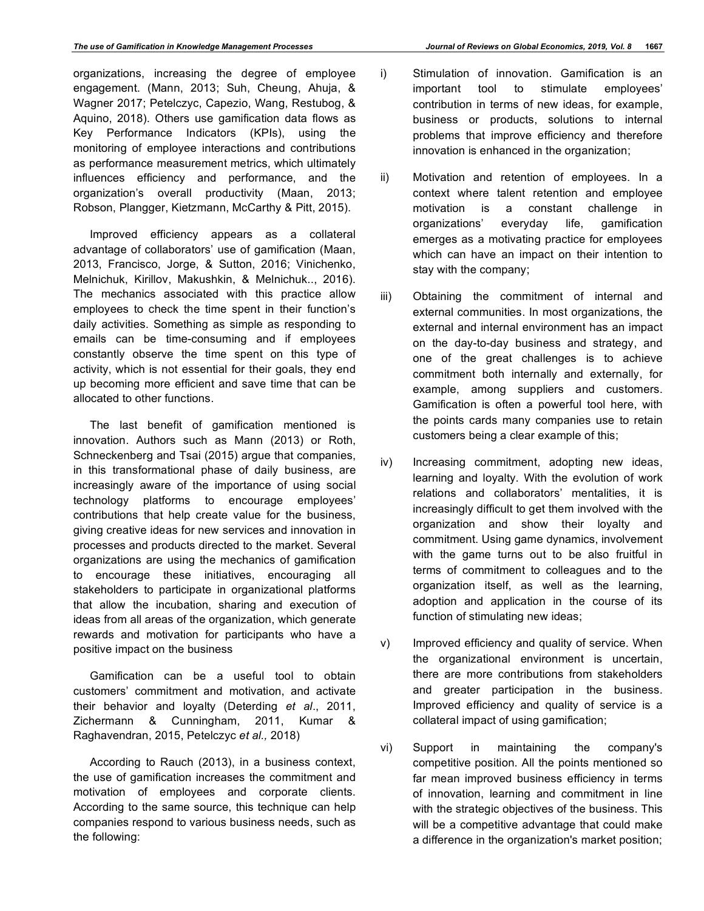organizations, increasing the degree of employee engagement. (Mann, 2013; Suh, Cheung, Ahuja, & Wagner 2017; Petelczyc, Capezio, Wang, Restubog, & Aquino, 2018). Others use gamification data flows as Key Performance Indicators (KPIs), using the monitoring of employee interactions and contributions as performance measurement metrics, which ultimately influences efficiency and performance, and the organization's overall productivity (Maan, 2013; Robson, Plangger, Kietzmann, McCarthy & Pitt, 2015).

Improved efficiency appears as a collateral advantage of collaborators' use of gamification (Maan, 2013, Francisco, Jorge, & Sutton, 2016; Vinichenko, Melnichuk, Kirillov, Makushkin, & Melnichuk.., 2016). The mechanics associated with this practice allow employees to check the time spent in their function's daily activities. Something as simple as responding to emails can be time-consuming and if employees constantly observe the time spent on this type of activity, which is not essential for their goals, they end up becoming more efficient and save time that can be allocated to other functions.

The last benefit of gamification mentioned is innovation. Authors such as Mann (2013) or Roth, Schneckenberg and Tsai (2015) argue that companies, in this transformational phase of daily business, are increasingly aware of the importance of using social technology platforms to encourage employees' contributions that help create value for the business, giving creative ideas for new services and innovation in processes and products directed to the market. Several organizations are using the mechanics of gamification to encourage these initiatives, encouraging all stakeholders to participate in organizational platforms that allow the incubation, sharing and execution of ideas from all areas of the organization, which generate rewards and motivation for participants who have a positive impact on the business

Gamification can be a useful tool to obtain customers' commitment and motivation, and activate their behavior and loyalty (Deterding *et al*., 2011, Zichermann & Cunningham, 2011, Kumar & Raghavendran, 2015, Petelczyc *et al.,* 2018)

According to Rauch (2013), in a business context, the use of gamification increases the commitment and motivation of employees and corporate clients. According to the same source, this technique can help companies respond to various business needs, such as the following:

i) Stimulation of innovation. Gamification is an important tool to stimulate employees' contribution in terms of new ideas, for example, business or products, solutions to internal problems that improve efficiency and therefore innovation is enhanced in the organization;

ii) Motivation and retention of employees. In a context where talent retention and employee motivation is a constant challenge in organizations' everyday life, gamification emerges as a motivating practice for employees which can have an impact on their intention to stay with the company;

iii) Obtaining the commitment of internal and external communities. In most organizations, the external and internal environment has an impact on the day-to-day business and strategy, and one of the great challenges is to achieve commitment both internally and externally, for example, among suppliers and customers. Gamification is often a powerful tool here, with the points cards many companies use to retain customers being a clear example of this;

iv) Increasing commitment, adopting new ideas, learning and loyalty. With the evolution of work relations and collaborators' mentalities, it is increasingly difficult to get them involved with the organization and show their loyalty and commitment. Using game dynamics, involvement with the game turns out to be also fruitful in terms of commitment to colleagues and to the organization itself, as well as the learning, adoption and application in the course of its function of stimulating new ideas;

v) Improved efficiency and quality of service. When the organizational environment is uncertain, there are more contributions from stakeholders and greater participation in the business. Improved efficiency and quality of service is a collateral impact of using gamification;

vi) Support in maintaining the company's competitive position. All the points mentioned so far mean improved business efficiency in terms of innovation, learning and commitment in line with the strategic objectives of the business. This will be a competitive advantage that could make a difference in the organization's market position;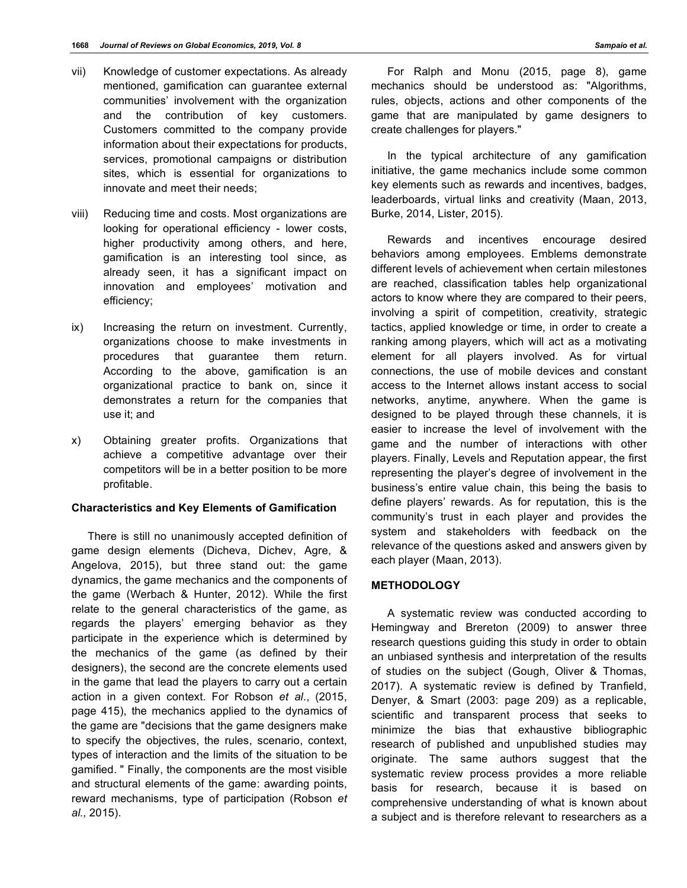vii) Knowledge of customer expectations. As already mentioned, gamification can guarantee external communities' involvement with the organization and the contribution of key customers. Customers committed to the company provide information about their expectations for products, services, promotional campaigns or distribution sites, which is essential for organizations to innovate and meet their needs;

viii) Reducing time and costs. Most organizations are looking for operational efficiency - lower costs, higher productivity among others, and here, gamification is an interesting tool since, as already seen, it has a significant impact on innovation and employees' motivation and efficiency;

ix) Increasing the return on investment. Currently, organizations choose to make investments in procedures that guarantee them return. According to the above, gamification is an organizational practice to bank on, since it demonstrates a return for the companies that use it; and

x) Obtaining greater profits. Organizations that achieve a competitive advantage over their competitors will be in a better position to be more profitable.

### Characteristics and Key Elements of Gamification

There is still no unanimously accepted definition of game design elements (Dicheva, Dichev, Agre, & Angelova, 2015), but three stand out: the game dynamics, the game mechanics and the components of the game (Werbach & Hunter, 2012). While the first relate to the general characteristics of the game, as regards the players' emerging behavior as they participate in the experience which is determined by the mechanics of the game (as defined by their designers), the second are the concrete elements used in the game that lead the players to carry out a certain action in a given context. For Robson *et al*., (2015, page 415), the mechanics applied to the dynamics of the game are "decisions that the game designers make to specify the objectives, the rules, scenario, context, types of interaction and the limits of the situation to be gamified. " Finally, the components are the most visible and structural elements of the game: awarding points, reward mechanisms, type of participation (Robson *et al.,* 2015).

For Ralph and Monu (2015, page 8), game mechanics should be understood as: "Algorithms, rules, objects, actions and other components of the game that are manipulated by game designers to create challenges for players."

In the typical architecture of any gamification initiative, the game mechanics include some common key elements such as rewards and incentives, badges, leaderboards, virtual links and creativity (Maan, 2013, Burke, 2014, Lister, 2015).

Rewards and incentives encourage desired behaviors among employees. Emblems demonstrate different levels of achievement when certain milestones are reached, classification tables help organizational actors to know where they are compared to their peers, involving a spirit of competition, creativity, strategic tactics, applied knowledge or time, in order to create a ranking among players, which will act as a motivating element for all players involved. As for virtual connections, the use of mobile devices and constant access to the Internet allows instant access to social networks, anytime, anywhere. When the game is designed to be played through these channels, it is easier to increase the level of involvement with the game and the number of interactions with other players. Finally, Levels and Reputation appear, the first representing the player's degree of involvement in the business's entire value chain, this being the basis to define players' rewards. As for reputation, this is the community's trust in each player and provides the system and stakeholders with feedback on the relevance of the questions asked and answers given by each player (Maan, 2013).

## METHODOLOGY

A systematic review was conducted according to Hemingway and Brereton (2009) to answer three research questions guiding this study in order to obtain an unbiased synthesis and interpretation of the results of studies on the subject (Gough, Oliver & Thomas, 2017). A systematic review is defined by Tranfield, Denyer, & Smart (2003: page 209) as a replicable, scientific and transparent process that seeks to minimize the bias that exhaustive bibliographic research of published and unpublished studies may originate. The same authors suggest that the systematic review process provides a more reliable basis for research, because it is based on comprehensive understanding of what is known about a subject and is therefore relevant to researchers as a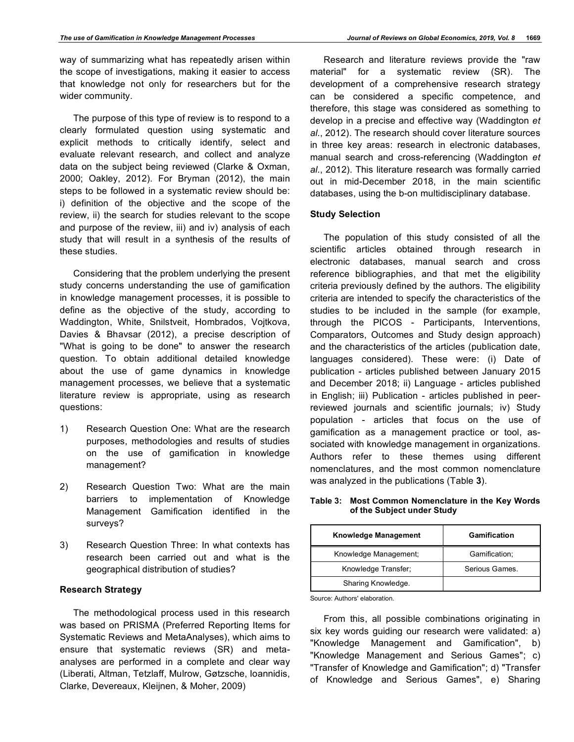way of summarizing what has repeatedly arisen within the scope of investigations, making it easier to access that knowledge not only for researchers but for the wider community.

The purpose of this type of review is to respond to a clearly formulated question using systematic and explicit methods to critically identify, select and evaluate relevant research, and collect and analyze data on the subject being reviewed (Clarke & Oxman, 2000; Oakley, 2012). For Bryman (2012), the main steps to be followed in a systematic review should be: i) definition of the objective and the scope of the review, ii) the search for studies relevant to the scope and purpose of the review, iii) and iv) analysis of each study that will result in a synthesis of the results of these studies.

Considering that the problem underlying the present study concerns understanding the use of gamification in knowledge management processes, it is possible to define as the objective of the study, according to Waddington, White, Snilstveit, Hombrados, Vojtkova, Davies & Bhavsar (2012), a precise description of "What is going to be done" to answer the research question. To obtain additional detailed knowledge about the use of game dynamics in knowledge management processes, we believe that a systematic literature review is appropriate, using as research questions:

1) Research Question One: What are the research purposes, methodologies and results of studies on the use of gamification in knowledge management?

2) Research Question Two: What are the main barriers to implementation of Knowledge Management Gamification identified in the surveys?

3) Research Question Three: In what contexts has research been carried out and what is the geographical distribution of studies?

### Research Strategy

The methodological process used in this research was based on PRISMA (Preferred Reporting Items for Systematic Reviews and MetaAnalyses), which aims to ensure that systematic reviews (SR) and meta-analyses are performed in a complete and clear way (Liberati, Altman, Tetzlaff, Mulrow, Gøtzsche, Ioannidis, Clarke, Devereaux, Kleijnen, & Moher, 2009)

Research and literature reviews provide the "raw material" for a systematic review (SR). The development of a comprehensive research strategy can be considered a specific competence, and therefore, this stage was considered as something to develop in a precise and effective way (Waddington *et al*., 2012). The research should cover literature sources in three key areas: research in electronic databases, manual search and cross-referencing (Waddington *et al*., 2012). This literature research was formally carried out in mid-December 2018, in the main scientific databases, using the b-on multidisciplinary database.

### Study Selection

The population of this study consisted of all the scientific articles obtained through research in electronic databases, manual search and cross reference bibliographies, and that met the eligibility criteria previously defined by the authors. The eligibility criteria are intended to specify the characteristics of the studies to be included in the sample (for example, through the PICOS - Participants, Interventions, Comparators, Outcomes and Study design approach) and the characteristics of the articles (publication date, languages considered). These were: (i) Date of publication - articles published between January 2015 and December 2018; ii) Language - articles published in English; iii) Publication - articles published in peer-reviewed journals and scientific journals; iv) Study population - articles that focus on the use of gamification as a management practice or tool, associated with knowledge management in organizations. Authors refer to these themes using different nomenclatures, and the most common nomenclature was analyzed in the publications (Table **3**).

**Table 3: Most Common Nomenclature in the Key Words of the Subject under Study**

| Knowledge Management | Gamification |
|---|---|
| Knowledge Management; | Gamification; |
| Knowledge Transfer; | Serious Games. |
| Sharing Knowledge. | |

Source: Authors' elaboration.

From this, all possible combinations originating in six key words guiding our research were validated: a) "Knowledge Management and Gamification", b) "Knowledge Management and Serious Games"; c) "Transfer of Knowledge and Gamification"; d) "Transfer of Knowledge and Serious Games", e) Sharing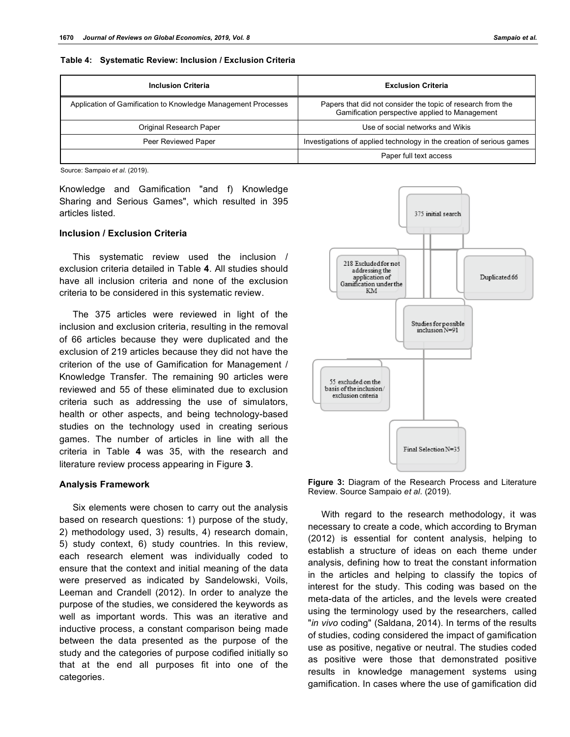**Table 4: Systematic Review: Inclusion / Exclusion Criteria**

| Inclusion Criteria | Exclusion Criteria |
|---|---|
| Application of Gamification to Knowledge Management Processes | Papers that did not consider the topic of research from the Gamification perspective applied to Management |
| Original Research Paper | Use of social networks and Wikis |
| Peer Reviewed Paper | Investigations of applied technology in the creation of serious games |
| | Paper full text access |

Source: Sampaio *et al.* (2019).

Knowledge and Gamification "and f) Knowledge Sharing and Serious Games", which resulted in 395 articles listed.

### Inclusion / Exclusion Criteria

This systematic review used the inclusion / exclusion criteria detailed in Table **4**. All studies should have all inclusion criteria and none of the exclusion criteria to be considered in this systematic review.

The 375 articles were reviewed in light of the inclusion and exclusion criteria, resulting in the removal of 66 articles because they were duplicated and the exclusion of 219 articles because they did not have the criterion of the use of Gamification for Management / Knowledge Transfer. The remaining 90 articles were reviewed and 55 of these eliminated due to exclusion criteria such as addressing the use of simulators, health or other aspects, and being technology-based studies on the technology used in creating serious games. The number of articles in line with all the criteria in Table **4** was 35, with the research and literature review process appearing in Figure **3**.

### Analysis Framework

Six elements were chosen to carry out the analysis based on research questions: 1) purpose of the study, 2) methodology used, 3) results, 4) research domain, 5) study context, 6) study countries. In this review, each research element was individually coded to ensure that the context and initial meaning of the data were preserved as indicated by Sandelowski, Voils, Leeman and Crandell (2012). In order to analyze the purpose of the studies, we considered the keywords as well as important words. This was an iterative and inductive process, a constant comparison being made between the data presented as the purpose of the study and the categories of purpose codified initially so that at the end all purposes fit into one of the categories.

375 initial search

218 Excluded for not addressing the application of Gamification under the KM

Duplicated 66

Studies for possible inclusion N=91

55 excluded on the basis of the inclusion/ exclusion criteria

Final Selection N=35

**Figure 3:** Diagram of the Research Process and Literature Review. Source Sampaio *et al.* (2019).

With regard to the research methodology, it was necessary to create a code, which according to Bryman (2012) is essential for content analysis, helping to establish a structure of ideas on each theme under analysis, defining how to treat the constant information in the articles and helping to classify the topics of interest for the study. This coding was based on the meta-data of the articles, and the levels were created using the terminology used by the researchers, called "*in vivo* coding" (Saldana, 2014). In terms of the results of studies, coding considered the impact of gamification use as positive, negative or neutral. The studies coded as positive were those that demonstrated positive results in knowledge management systems using gamification. In cases where the use of gamification did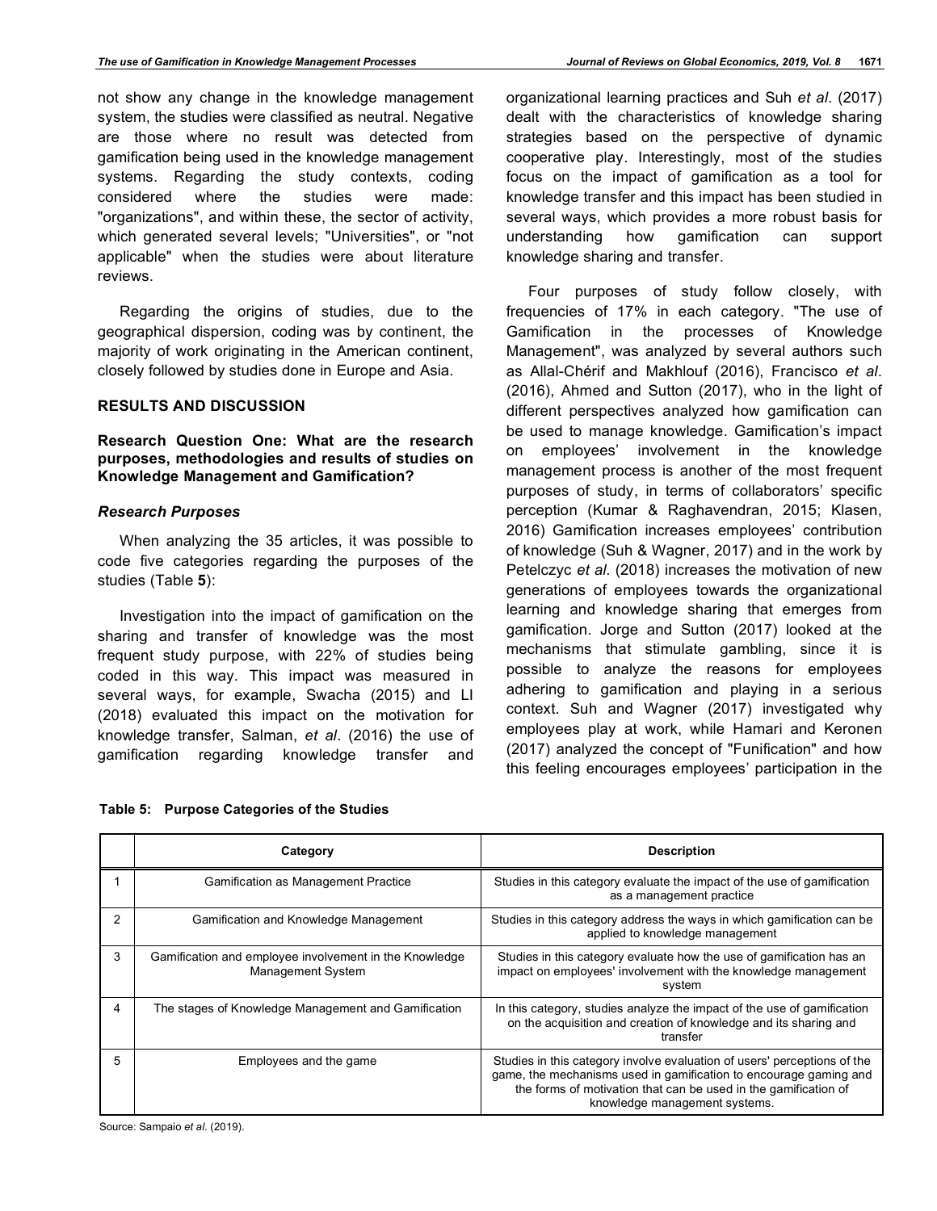not show any change in the knowledge management system, the studies were classified as neutral. Negative are those where no result was detected from gamification being used in the knowledge management systems. Regarding the study contexts, coding considered where the studies were made: "organizations", and within these, the sector of activity, which generated several levels; "Universities", or "not applicable" when the studies were about literature reviews.

Regarding the origins of studies, due to the geographical dispersion, coding was by continent, the majority of work originating in the American continent, closely followed by studies done in Europe and Asia.

## RESULTS AND DISCUSSION

### Research Question One: What are the research purposes, methodologies and results of studies on Knowledge Management and Gamification?

#### *Research Purposes*

When analyzing the 35 articles, it was possible to code five categories regarding the purposes of the studies (Table **5**):

Investigation into the impact of gamification on the sharing and transfer of knowledge was the most frequent study purpose, with 22% of studies being coded in this way. This impact was measured in several ways, for example, Swacha (2015) and LI (2018) evaluated this impact on the motivation for knowledge transfer, Salman, *et al*. (2016) the use of gamification regarding knowledge transfer and organizational learning practices and Suh *et al*. (2017) dealt with the characteristics of knowledge sharing strategies based on the perspective of dynamic cooperative play. Interestingly, most of the studies focus on the impact of gamification as a tool for knowledge transfer and this impact has been studied in several ways, which provides a more robust basis for understanding how gamification can support knowledge sharing and transfer.

Four purposes of study follow closely, with frequencies of 17% in each category. "The use of Gamification in the processes of Knowledge Management", was analyzed by several authors such as Allal-Chérif and Makhlouf (2016), Francisco *et al*. (2016), Ahmed and Sutton (2017), who in the light of different perspectives analyzed how gamification can be used to manage knowledge. Gamification's impact on employees' involvement in the knowledge management process is another of the most frequent purposes of study, in terms of collaborators' specific perception (Kumar & Raghavendran, 2015; Klasen, 2016) Gamification increases employees' contribution of knowledge (Suh & Wagner, 2017) and in the work by Petelczyc *et al*. (2018) increases the motivation of new generations of employees towards the organizational learning and knowledge sharing that emerges from gamification. Jorge and Sutton (2017) looked at the mechanisms that stimulate gambling, since it is possible to analyze the reasons for employees adhering to gamification and playing in a serious context. Suh and Wagner (2017) investigated why employees play at work, while Hamari and Keronen (2017) analyzed the concept of "Funification" and how this feeling encourages employees' participation in the

**Table 5: Purpose Categories of the Studies**

| | Category | Description |
|---|---|---|
| 1 | Gamification as Management Practice | Studies in this category evaluate the impact of the use of gamification as a management practice |
| 2 | Gamification and Knowledge Management | Studies in this category address the ways in which gamification can be applied to knowledge management |
| 3 | Gamification and employee involvement in the Knowledge Management System | Studies in this category evaluate how the use of gamification has an impact on employees' involvement with the knowledge management system |
| 4 | The stages of Knowledge Management and Gamification | In this category, studies analyze the impact of the use of gamification on the acquisition and creation of knowledge and its sharing and transfer |
| 5 | Employees and the game | Studies in this category involve evaluation of users' perceptions of the game, the mechanisms used in gamification to encourage gaming and the forms of motivation that can be used in the gamification of knowledge management systems. |

Source: Sampaio *et al*. (2019).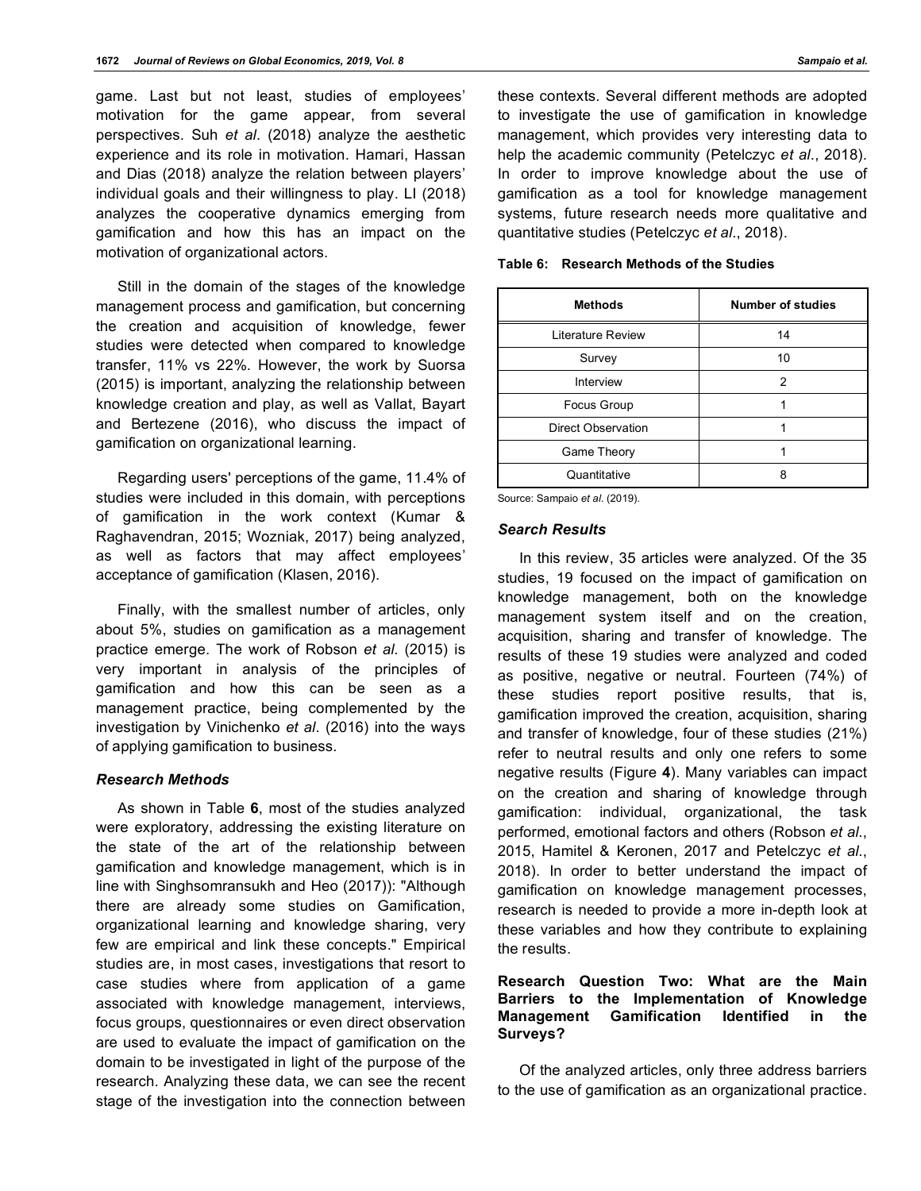game. Last but not least, studies of employees' motivation for the game appear, from several perspectives. Suh *et al*. (2018) analyze the aesthetic experience and its role in motivation. Hamari, Hassan and Dias (2018) analyze the relation between players' individual goals and their willingness to play. LI (2018) analyzes the cooperative dynamics emerging from gamification and how this has an impact on the motivation of organizational actors.

Still in the domain of the stages of the knowledge management process and gamification, but concerning the creation and acquisition of knowledge, fewer studies were detected when compared to knowledge transfer, 11% vs 22%. However, the work by Suorsa (2015) is important, analyzing the relationship between knowledge creation and play, as well as Vallat, Bayart and Bertezene (2016), who discuss the impact of gamification on organizational learning.

Regarding users' perceptions of the game, 11.4% of studies were included in this domain, with perceptions of gamification in the work context (Kumar & Raghavendran, 2015; Wozniak, 2017) being analyzed, as well as factors that may affect employees' acceptance of gamification (Klasen, 2016).

Finally, with the smallest number of articles, only about 5%, studies on gamification as a management practice emerge. The work of Robson *et al*. (2015) is very important in analysis of the principles of gamification and how this can be seen as a management practice, being complemented by the investigation by Vinichenko *et al*. (2016) into the ways of applying gamification to business.

### *Research Methods*

As shown in Table **6**, most of the studies analyzed were exploratory, addressing the existing literature on the state of the art of the relationship between gamification and knowledge management, which is in line with Singhsomransukh and Heo (2017)): "Although there are already some studies on Gamification, organizational learning and knowledge sharing, very few are empirical and link these concepts." Empirical studies are, in most cases, investigations that resort to case studies where from application of a game associated with knowledge management, interviews, focus groups, questionnaires or even direct observation are used to evaluate the impact of gamification on the domain to be investigated in light of the purpose of the research. Analyzing these data, we can see the recent stage of the investigation into the connection between these contexts. Several different methods are adopted to investigate the use of gamification in knowledge management, which provides very interesting data to help the academic community (Petelczyc *et al*., 2018). In order to improve knowledge about the use of gamification as a tool for knowledge management systems, future research needs more qualitative and quantitative studies (Petelczyc *et al*., 2018).

**Table 6: Research Methods of the Studies**

| Methods | Number of studies |
|---|---|
| Literature Review | 14 |
| Survey | 10 |
| Interview | 2 |
| Focus Group | 1 |
| Direct Observation | 1 |
| Game Theory | 1 |
| Quantitative | 8 |

Source: Sampaio *et al*. (2019).

### *Search Results*

In this review, 35 articles were analyzed. Of the 35 studies, 19 focused on the impact of gamification on knowledge management, both on the knowledge management system itself and on the creation, acquisition, sharing and transfer of knowledge. The results of these 19 studies were analyzed and coded as positive, negative or neutral. Fourteen (74%) of these studies report positive results, that is, gamification improved the creation, acquisition, sharing and transfer of knowledge, four of these studies (21%) refer to neutral results and only one refers to some negative results (Figure **4**). Many variables can impact on the creation and sharing of knowledge through gamification: individual, organizational, the task performed, emotional factors and others (Robson *et al*., 2015, Hamitel & Keronen, 2017 and Petelczyc *et al*., 2018). In order to better understand the impact of gamification on knowledge management processes, research is needed to provide a more in-depth look at these variables and how they contribute to explaining the results.

### Research Question Two: What are the Main Barriers to the Implementation of Knowledge Management Gamification Identified in the Surveys?

Of the analyzed articles, only three address barriers to the use of gamification as an organizational practice.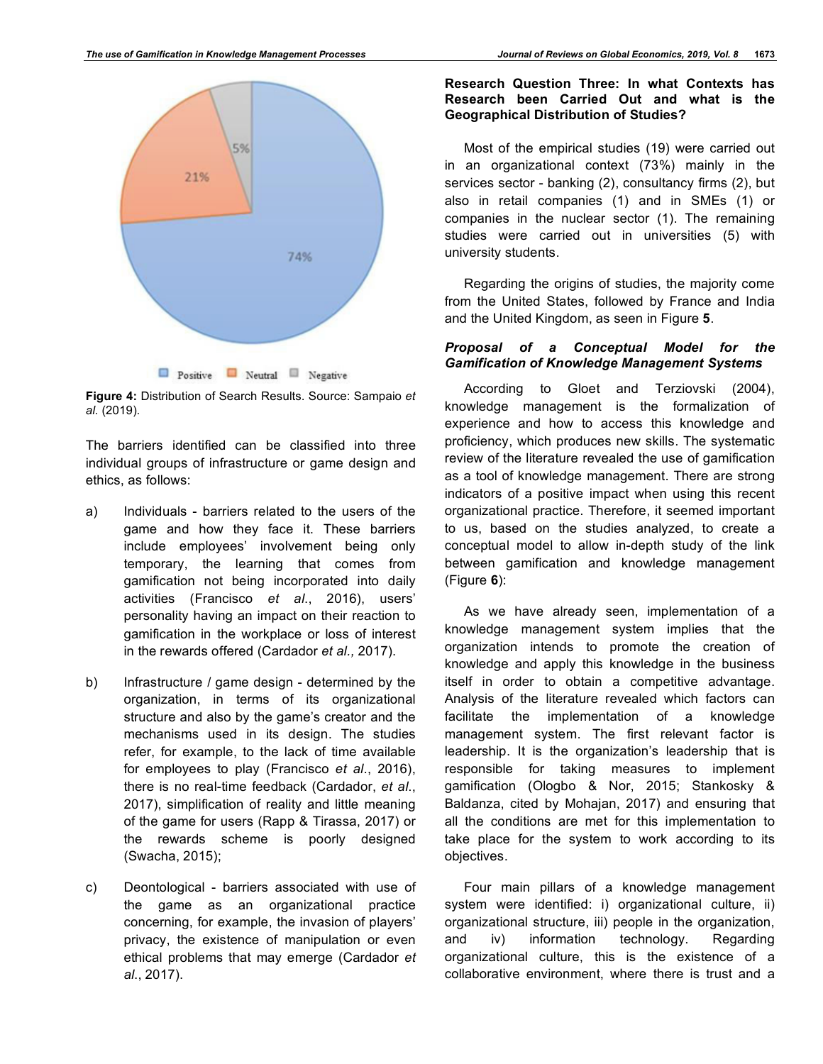Figure 4: Distribution of Search Results. Source: Sampaio *et al.* (2019).

The barriers identified can be classified into three individual groups of infrastructure or game design and ethics, as follows:

a) Individuals - barriers related to the users of the game and how they face it. These barriers include employees' involvement being only temporary, the learning that comes from gamification not being incorporated into daily activities (Francisco *et al.*, 2016), users' personality having an impact on their reaction to gamification in the workplace or loss of interest in the rewards offered (Cardador *et al.,* 2017).

b) Infrastructure / game design - determined by the organization, in terms of its organizational structure and also by the game's creator and the mechanisms used in its design. The studies refer, for example, to the lack of time available for employees to play (Francisco *et al.*, 2016), there is no real-time feedback (Cardador, *et al.*, 2017), simplification of reality and little meaning of the game for users (Rapp & Tirassa, 2017) or the rewards scheme is poorly designed (Swacha, 2015);

c) Deontological - barriers associated with use of the game as an organizational practice concerning, for example, the invasion of players' privacy, the existence of manipulation or even ethical problems that may emerge (Cardador *et al.*, 2017).

**Research Question Three: In what Contexts has Research been Carried Out and what is the Geographical Distribution of Studies?**

Most of the empirical studies (19) were carried out in an organizational context (73%) mainly in the services sector - banking (2), consultancy firms (2), but also in retail companies (1) and in SMEs (1) or companies in the nuclear sector (1). The remaining studies were carried out in universities (5) with university students.

Regarding the origins of studies, the majority come from the United States, followed by France and India and the United Kingdom, as seen in Figure **5**.

***Proposal of a Conceptual Model for the Gamification of Knowledge Management Systems***

According to Gloet and Terziovski (2004), knowledge management is the formalization of experience and how to access this knowledge and proficiency, which produces new skills. The systematic review of the literature revealed the use of gamification as a tool of knowledge management. There are strong indicators of a positive impact when using this recent organizational practice. Therefore, it seemed important to us, based on the studies analyzed, to create a conceptual model to allow in-depth study of the link between gamification and knowledge management (Figure **6**):

As we have already seen, implementation of a knowledge management system implies that the organization intends to promote the creation of knowledge and apply this knowledge in the business itself in order to obtain a competitive advantage. Analysis of the literature revealed which factors can facilitate the implementation of a knowledge management system. The first relevant factor is leadership. It is the organization's leadership that is responsible for taking measures to implement gamification (Ologbo & Nor, 2015; Stankosky & Baldanza, cited by Mohajan, 2017) and ensuring that all the conditions are met for this implementation to take place for the system to work according to its objectives.

Four main pillars of a knowledge management system were identified: i) organizational culture, ii) organizational structure, iii) people in the organization, and iv) information technology. Regarding organizational culture, this is the existence of a collaborative environment, where there is trust and a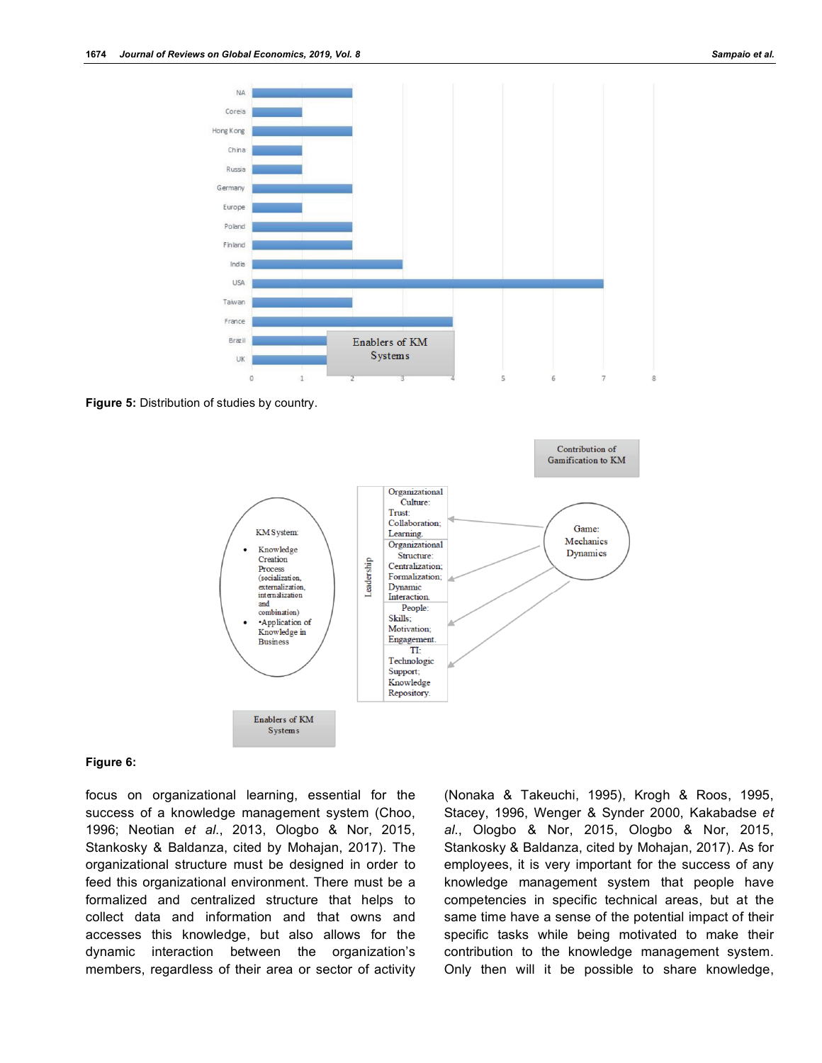Figure 5: Distribution of studies by country.

Figure 6:

focus on organizational learning, essential for the success of a knowledge management system (Choo, 1996; Neotian *et al.*, 2013, Ologbo & Nor, 2015, Stankosky & Baldanza, cited by Mohajan, 2017). The organizational structure must be designed in order to feed this organizational environment. There must be a formalized and centralized structure that helps to collect data and information and that owns and accesses this knowledge, but also allows for the dynamic interaction between the organization's members, regardless of their area or sector of activity (Nonaka & Takeuchi, 1995), Krogh & Roos, 1995, Stacey, 1996, Wenger & Synder 2000, Kakabadse *et al.*, Ologbo & Nor, 2015, Ologbo & Nor, 2015, Stankosky & Baldanza, cited by Mohajan, 2017). As for employees, it is very important for the success of any knowledge management system that people have competencies in specific technical areas, but at the same time have a sense of the potential impact of their specific tasks while being motivated to make their contribution to the knowledge management system. Only then will it be possible to share knowledge,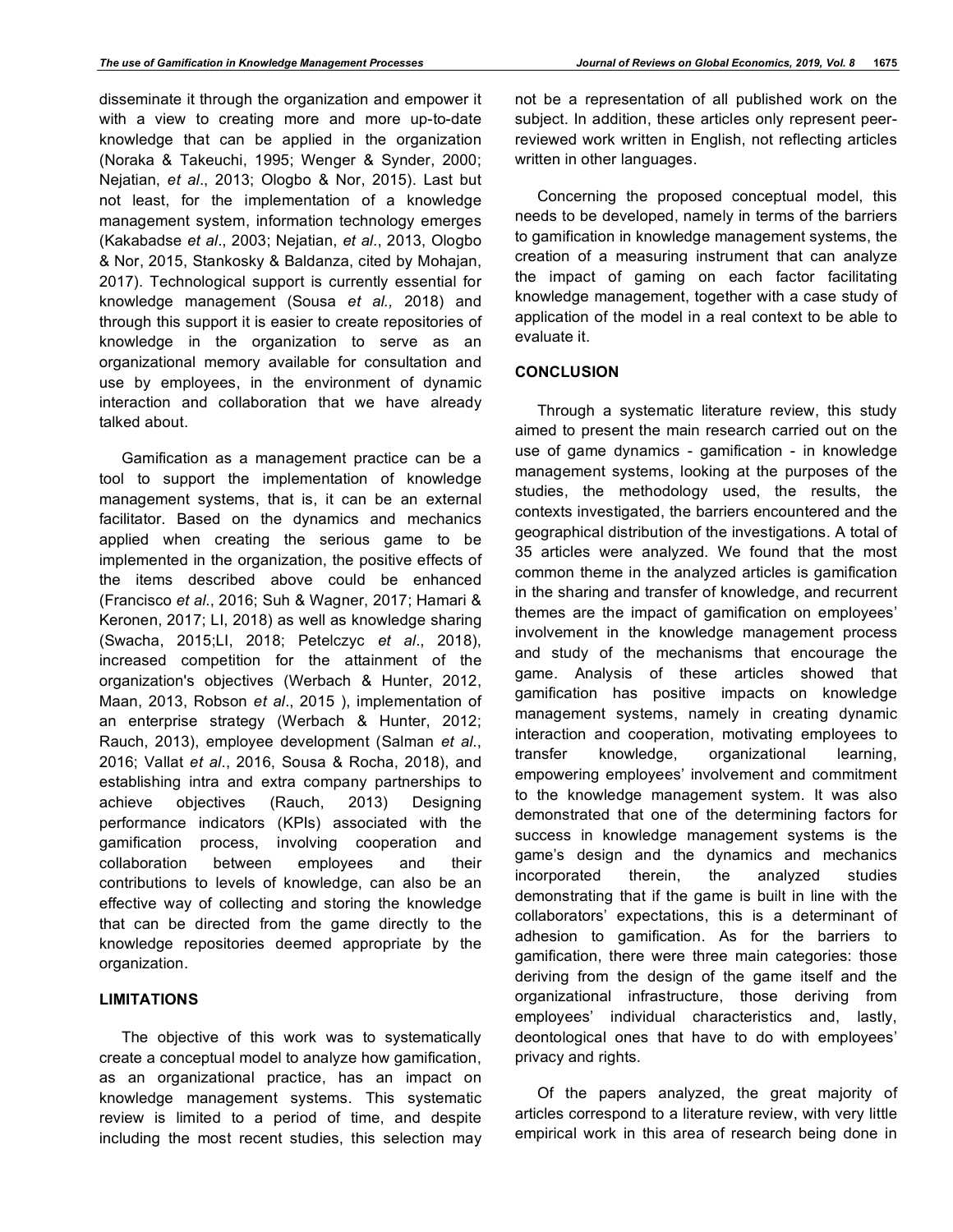disseminate it through the organization and empower it with a view to creating more and more up-to-date knowledge that can be applied in the organization (Noraka & Takeuchi, 1995; Wenger & Synder, 2000; Nejatian, *et al*., 2013; Ologbo & Nor, 2015). Last but not least, for the implementation of a knowledge management system, information technology emerges (Kakabadse *et al*., 2003; Nejatian, *et al*., 2013, Ologbo & Nor, 2015, Stankosky & Baldanza, cited by Mohajan, 2017). Technological support is currently essential for knowledge management (Sousa *et al.,* 2018) and through this support it is easier to create repositories of knowledge in the organization to serve as an organizational memory available for consultation and use by employees, in the environment of dynamic interaction and collaboration that we have already talked about.

Gamification as a management practice can be a tool to support the implementation of knowledge management systems, that is, it can be an external facilitator. Based on the dynamics and mechanics applied when creating the serious game to be implemented in the organization, the positive effects of the items described above could be enhanced (Francisco *et al*., 2016; Suh & Wagner, 2017; Hamari & Keronen, 2017; LI, 2018) as well as knowledge sharing (Swacha, 2015;LI, 2018; Petelczyc *et al*., 2018), increased competition for the attainment of the organization's objectives (Werbach & Hunter, 2012, Maan, 2013, Robson *et al*., 2015 ), implementation of an enterprise strategy (Werbach & Hunter, 2012; Rauch, 2013), employee development (Salman *et al*., 2016; Vallat *et al*., 2016, Sousa & Rocha, 2018), and establishing intra and extra company partnerships to achieve objectives (Rauch, 2013) Designing performance indicators (KPIs) associated with the gamification process, involving cooperation and collaboration between employees and their contributions to levels of knowledge, can also be an effective way of collecting and storing the knowledge that can be directed from the game directly to the knowledge repositories deemed appropriate by the organization.

## LIMITATIONS

The objective of this work was to systematically create a conceptual model to analyze how gamification, as an organizational practice, has an impact on knowledge management systems. This systematic review is limited to a period of time, and despite including the most recent studies, this selection may not be a representation of all published work on the subject. In addition, these articles only represent peer-reviewed work written in English, not reflecting articles written in other languages.

Concerning the proposed conceptual model, this needs to be developed, namely in terms of the barriers to gamification in knowledge management systems, the creation of a measuring instrument that can analyze the impact of gaming on each factor facilitating knowledge management, together with a case study of application of the model in a real context to be able to evaluate it.

## CONCLUSION

Through a systematic literature review, this study aimed to present the main research carried out on the use of game dynamics - gamification - in knowledge management systems, looking at the purposes of the studies, the methodology used, the results, the contexts investigated, the barriers encountered and the geographical distribution of the investigations. A total of 35 articles were analyzed. We found that the most common theme in the analyzed articles is gamification in the sharing and transfer of knowledge, and recurrent themes are the impact of gamification on employees' involvement in the knowledge management process and study of the mechanisms that encourage the game. Analysis of these articles showed that gamification has positive impacts on knowledge management systems, namely in creating dynamic interaction and cooperation, motivating employees to transfer knowledge, organizational learning, empowering employees' involvement and commitment to the knowledge management system. It was also demonstrated that one of the determining factors for success in knowledge management systems is the game's design and the dynamics and mechanics incorporated therein, the analyzed studies demonstrating that if the game is built in line with the collaborators' expectations, this is a determinant of adhesion to gamification. As for the barriers to gamification, there were three main categories: those deriving from the design of the game itself and the organizational infrastructure, those deriving from employees' individual characteristics and, lastly, deontological ones that have to do with employees' privacy and rights.

Of the papers analyzed, the great majority of articles correspond to a literature review, with very little empirical work in this area of research being done in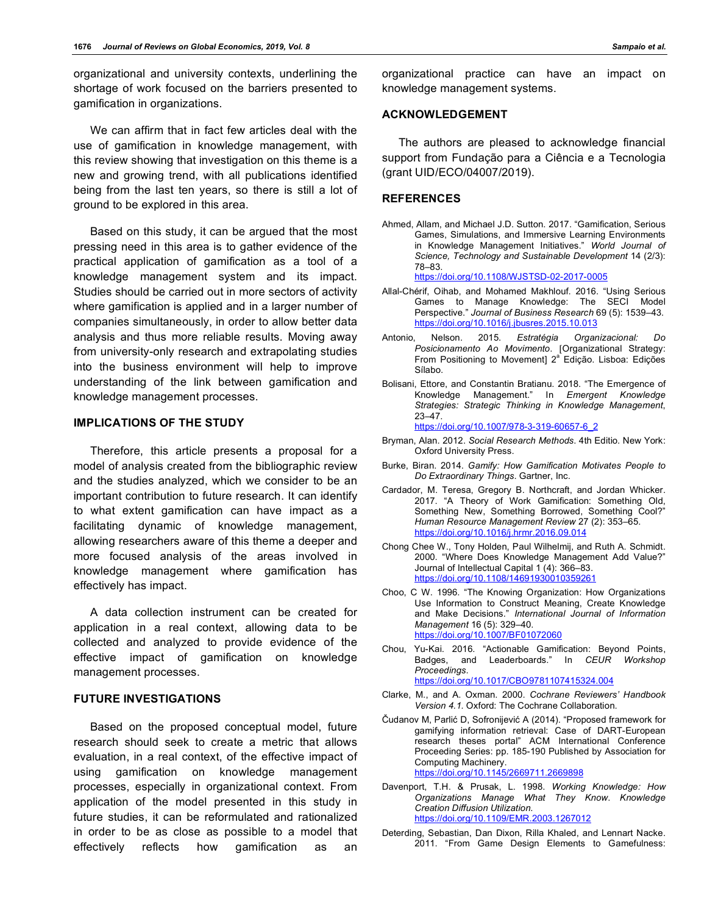organizational and university contexts, underlining the shortage of work focused on the barriers presented to gamification in organizations.

We can affirm that in fact few articles deal with the use of gamification in knowledge management, with this review showing that investigation on this theme is a new and growing trend, with all publications identified being from the last ten years, so there is still a lot of ground to be explored in this area.

Based on this study, it can be argued that the most pressing need in this area is to gather evidence of the practical application of gamification as a tool of a knowledge management system and its impact. Studies should be carried out in more sectors of activity where gamification is applied and in a larger number of companies simultaneously, in order to allow better data analysis and thus more reliable results. Moving away from university-only research and extrapolating studies into the business environment will help to improve understanding of the link between gamification and knowledge management processes.

## IMPLICATIONS OF THE STUDY

Therefore, this article presents a proposal for a model of analysis created from the bibliographic review and the studies analyzed, which we consider to be an important contribution to future research. It can identify to what extent gamification can have impact as a facilitating dynamic of knowledge management, allowing researchers aware of this theme a deeper and more focused analysis of the areas involved in knowledge management where gamification has effectively has impact.

A data collection instrument can be created for application in a real context, allowing data to be collected and analyzed to provide evidence of the effective impact of gamification on knowledge management processes.

## FUTURE INVESTIGATIONS

Based on the proposed conceptual model, future research should seek to create a metric that allows evaluation, in a real context, of the effective impact of using gamification on knowledge management processes, especially in organizational context. From application of the model presented in this study in future studies, it can be reformulated and rationalized in order to be as close as possible to a model that effectively reflects how gamification as an organizational practice can have an impact on knowledge management systems.

## ACKNOWLEDGEMENT

The authors are pleased to acknowledge financial support from Fundação para a Ciência e a Tecnologia (grant UID/ECO/04007/2019).

## REFERENCES

Ahmed, Allam, and Michael J.D. Sutton. 2017. "Gamification, Serious Games, Simulations, and Immersive Learning Environments in Knowledge Management Initiatives." *World Journal of Science, Technology and Sustainable Development* 14 (2/3): 78–83. https://doi.org/10.1108/WJSTSD-02-2017-0005

Allal-Chérif, Oihab, and Mohamed Makhlouf. 2016. "Using Serious Games to Manage Knowledge: The SECI Model Perspective." *Journal of Business Research* 69 (5): 1539–43. https://doi.org/10.1016/j.jbusres.2015.10.013

Antonio, Nelson. 2015. *Estratégia Organizacional: Do Posicionamento Ao Movimento*. [Organizational Strategy: From Positioning to Movement] 2ª Edição. Lisboa: Edições Sílabo.

Bolisani, Ettore, and Constantin Bratianu. 2018. "The Emergence of Knowledge Management." In *Emergent Knowledge Strategies: Strategic Thinking in Knowledge Management*, 23–47. https://doi.org/10.1007/978-3-319-60657-6_2

Bryman, Alan. 2012. *Social Research Methods*. 4th Editio. New York: Oxford University Press.

Burke, Biran. 2014. *Gamify: How Gamification Motivates People to Do Extraordinary Things*. Gartner, Inc.

Cardador, M. Teresa, Gregory B. Northcraft, and Jordan Whicker. 2017. "A Theory of Work Gamification: Something Old, Something New, Something Borrowed, Something Cool?" *Human Resource Management Review* 27 (2): 353–65. https://doi.org/10.1016/j.hrmr.2016.09.014

Chong Chee W., Tony Holden, Paul Wilhelmij, and Ruth A. Schmidt. 2000. "Where Does Knowledge Management Add Value?" Journal of Intellectual Capital 1 (4): 366–83. https://doi.org/10.1108/14691930010359261

Choo, C W. 1996. "The Knowing Organization: How Organizations Use Information to Construct Meaning, Create Knowledge and Make Decisions." *International Journal of Information Management* 16 (5): 329–40. https://doi.org/10.1007/BF01072060

Chou, Yu-Kai. 2016. "Actionable Gamification: Beyond Points, Badges, and Leaderboards." In *CEUR Workshop Proceedings*. https://doi.org/10.1017/CBO9781107415324.004

Clarke, M., and A. Oxman. 2000. *Cochrane Reviewers' Handbook Version 4.1.* Oxford: The Cochrane Collaboration.

Čudanov M, Parlić D, Sofronijević A (2014). "Proposed framework for gamifying information retrieval: Case of DART-European research theses portal" ACM International Conference Proceeding Series: pp. 185-190 Published by Association for Computing Machinery. https://doi.org/10.1145/2669711.2669898

Davenport, T.H. & Prusak, L. 1998. *Working Knowledge: How Organizations Manage What They Know. Knowledge Creation Diffusion Utilization.* https://doi.org/10.1109/EMR.2003.1267012

Deterding, Sebastian, Dan Dixon, Rilla Khaled, and Lennart Nacke. 2011. "From Game Design Elements to Gamefulness: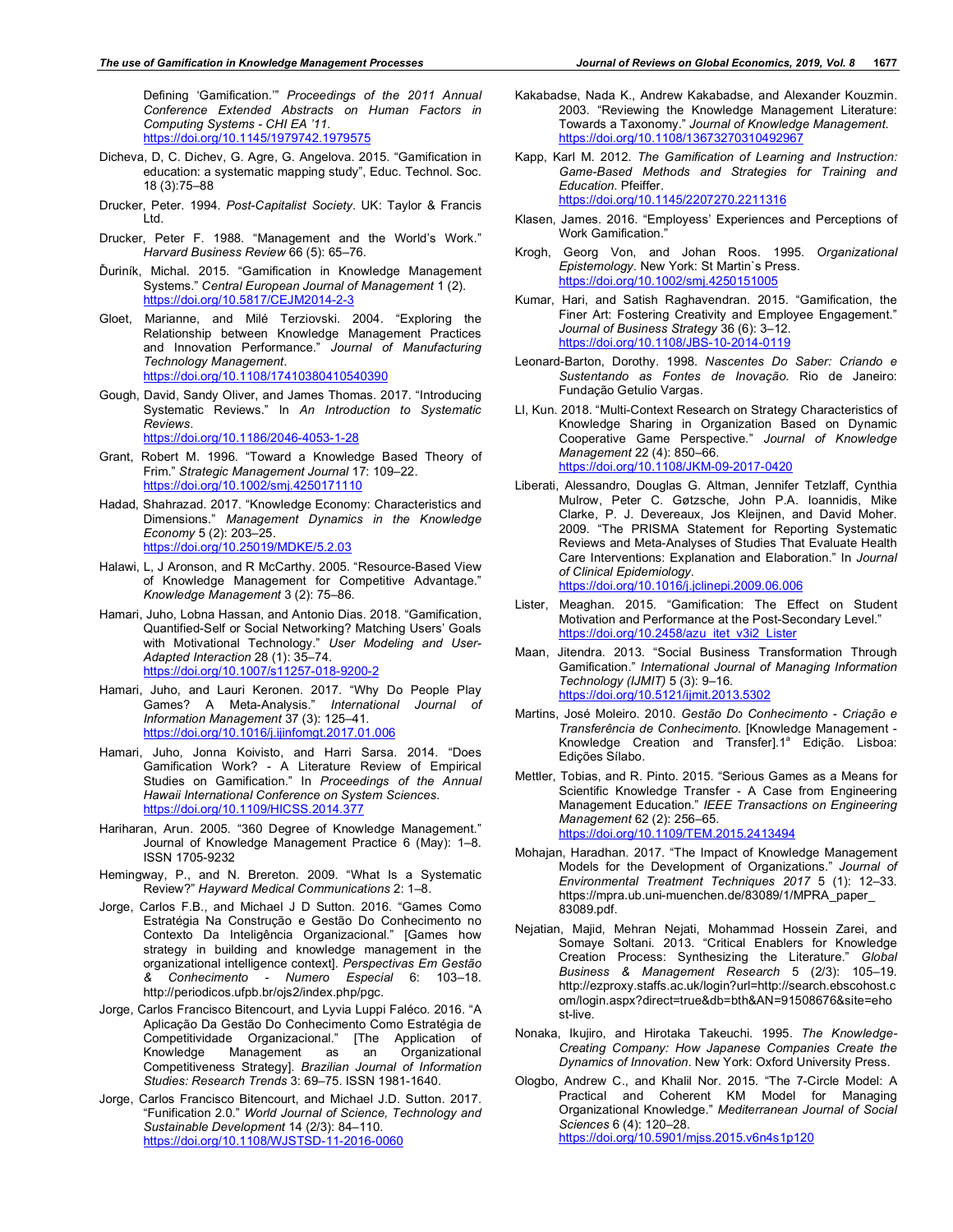Defining 'Gamification.'" *Proceedings of the 2011 Annual Conference Extended Abstracts on Human Factors in Computing Systems - CHI EA '11*. https://doi.org/10.1145/1979742.1979575

Dicheva, D, C. Dichev, G. Agre, G. Angelova. 2015. "Gamification in education: a systematic mapping study", Educ. Technol. Soc. 18 (3):75–88

Drucker, Peter. 1994. *Post-Capitalist Society*. UK: Taylor & Francis Ltd.

Drucker, Peter F. 1988. "Management and the World's Work." *Harvard Business Review* 66 (5): 65–76.

Ďuriník, Michal. 2015. "Gamification in Knowledge Management Systems." *Central European Journal of Management* 1 (2). https://doi.org/10.5817/CEJM2014-2-3

Gloet, Marianne, and Milé Terziovski. 2004. "Exploring the Relationship between Knowledge Management Practices and Innovation Performance." *Journal of Manufacturing Technology Management*. https://doi.org/10.1108/17410380410540390

Gough, David, Sandy Oliver, and James Thomas. 2017. "Introducing Systematic Reviews." In *An Introduction to Systematic Reviews*. https://doi.org/10.1186/2046-4053-1-28

Grant, Robert M. 1996. "Toward a Knowledge Based Theory of Frim." *Strategic Management Journal* 17: 109–22. https://doi.org/10.1002/smj.4250171110

Hadad, Shahrazad. 2017. "Knowledge Economy: Characteristics and Dimensions." *Management Dynamics in the Knowledge Economy* 5 (2): 203–25. https://doi.org/10.25019/MDKE/5.2.03

Halawi, L, J Aronson, and R McCarthy. 2005. "Resource-Based View of Knowledge Management for Competitive Advantage." *Knowledge Management* 3 (2): 75–86.

Hamari, Juho, Lobna Hassan, and Antonio Dias. 2018. "Gamification, Quantified-Self or Social Networking? Matching Users' Goals with Motivational Technology." *User Modeling and User-Adapted Interaction* 28 (1): 35–74. https://doi.org/10.1007/s11257-018-9200-2

Hamari, Juho, and Lauri Keronen. 2017. "Why Do People Play Games? A Meta-Analysis." *International Journal of Information Management* 37 (3): 125–41. https://doi.org/10.1016/j.ijinfomgt.2017.01.006

Hamari, Juho, Jonna Koivisto, and Harri Sarsa. 2014. "Does Gamification Work? - A Literature Review of Empirical Studies on Gamification." In *Proceedings of the Annual Hawaii International Conference on System Sciences*. https://doi.org/10.1109/HICSS.2014.377

Hariharan, Arun. 2005. "360 Degree of Knowledge Management." Journal of Knowledge Management Practice 6 (May): 1–8. ISSN 1705-9232

Hemingway, P., and N. Brereton. 2009. "What Is a Systematic Review?" *Hayward Medical Communications* 2: 1–8.

Jorge, Carlos F.B., and Michael J D Sutton. 2016. "Games Como Estratégia Na Construção e Gestão Do Conhecimento no Contexto Da Inteligência Organizacional." [Games how strategy in building and knowledge management in the organizational intelligence context]. *Perspectivas Em Gestão & Conhecimento - Numero Especial* 6: 103–18. http://periodicos.ufpb.br/ojs2/index.php/pgc.

Jorge, Carlos Francisco Bitencourt, and Lyvia Luppi Faléco. 2016. "A Aplicação Da Gestão Do Conhecimento Como Estratégia de Competitividade Organizacional." [The Application of Knowledge Management as an Organizational Competitiveness Strategy]. *Brazilian Journal of Information Studies: Research Trends* 3: 69–75. ISSN 1981-1640.

Jorge, Carlos Francisco Bitencourt, and Michael J.D. Sutton. 2017. "Funification 2.0." *World Journal of Science, Technology and Sustainable Development* 14 (2/3): 84–110. https://doi.org/10.1108/WJSTSD-11-2016-0060

Kakabadse, Nada K., Andrew Kakabadse, and Alexander Kouzmin. 2003. "Reviewing the Knowledge Management Literature: Towards a Taxonomy." *Journal of Knowledge Management*. https://doi.org/10.1108/13673270310492967

Kapp, Karl M. 2012. *The Gamification of Learning and Instruction: Game-Based Methods and Strategies for Training and Education*. Pfeiffer. https://doi.org/10.1145/2207270.2211316

Klasen, James. 2016. "Employess' Experiences and Perceptions of Work Gamification."

Krogh, Georg Von, and Johan Roos. 1995. *Organizational Epistemology*. New York: St Martin`s Press. https://doi.org/10.1002/smj.4250151005

Kumar, Hari, and Satish Raghavendran. 2015. "Gamification, the Finer Art: Fostering Creativity and Employee Engagement." *Journal of Business Strategy* 36 (6): 3–12. https://doi.org/10.1108/JBS-10-2014-0119

Leonard-Barton, Dorothy. 1998. *Nascentes Do Saber: Criando e Sustentando as Fontes de Inovação*. Rio de Janeiro: Fundação Getulio Vargas.

LI, Kun. 2018. "Multi-Context Research on Strategy Characteristics of Knowledge Sharing in Organization Based on Dynamic Cooperative Game Perspective." *Journal of Knowledge Management* 22 (4): 850–66. https://doi.org/10.1108/JKM-09-2017-0420

Liberati, Alessandro, Douglas G. Altman, Jennifer Tetzlaff, Cynthia Mulrow, Peter C. Gøtzsche, John P.A. Ioannidis, Mike Clarke, P. J. Devereaux, Jos Kleijnen, and David Moher. 2009. "The PRISMA Statement for Reporting Systematic Reviews and Meta-Analyses of Studies That Evaluate Health Care Interventions: Explanation and Elaboration." In *Journal of Clinical Epidemiology*. https://doi.org/10.1016/j.jclinepi.2009.06.006

Lister, Meaghan. 2015. "Gamification: The Effect on Student Motivation and Performance at the Post-Secondary Level." https://doi.org/10.2458/azu_itet_v3i2_Lister

Maan, Jitendra. 2013. "Social Business Transformation Through Gamification." *International Journal of Managing Information Technology (IJMIT)* 5 (3): 9–16. https://doi.org/10.5121/ijmit.2013.5302

Martins, José Moleiro. 2010. *Gestão Do Conhecimento - Criação e Transferência de Conhecimento*. [Knowledge Management - Knowledge Creation and Transfer].1[a] Edição. Lisboa: Edições Sílabo.

Mettler, Tobias, and R. Pinto. 2015. "Serious Games as a Means for Scientific Knowledge Transfer - A Case from Engineering Management Education." *IEEE Transactions on Engineering Management* 62 (2): 256–65. https://doi.org/10.1109/TEM.2015.2413494

Mohajan, Haradhan. 2017. "The Impact of Knowledge Management Models for the Development of Organizations." *Journal of Environmental Treatment Techniques 2017* 5 (1): 12–33. https://mpra.ub.uni-muenchen.de/83089/1/MPRA_paper_83089.pdf.

Nejatian, Majid, Mehran Nejati, Mohammad Hossein Zarei, and Somaye Soltani. 2013. "Critical Enablers for Knowledge Creation Process: Synthesizing the Literature." *Global Business & Management Research* 5 (2/3): 105–19. http://ezproxy.staffs.ac.uk/login?url=http://search.ebscohost.com/login.aspx?direct=true&db=bth&AN=91508676&site=ehost-live.

Nonaka, Ikujiro, and Hirotaka Takeuchi. 1995. *The Knowledge-Creating Company: How Japanese Companies Create the Dynamics of Innovation*. New York: Oxford University Press.

Ologbo, Andrew C., and Khalil Nor. 2015. "The 7-Circle Model: A Practical and Coherent KM Model for Managing Organizational Knowledge." *Mediterranean Journal of Social Sciences* 6 (4): 120–28. https://doi.org/10.5901/mjss.2015.v6n4s1p120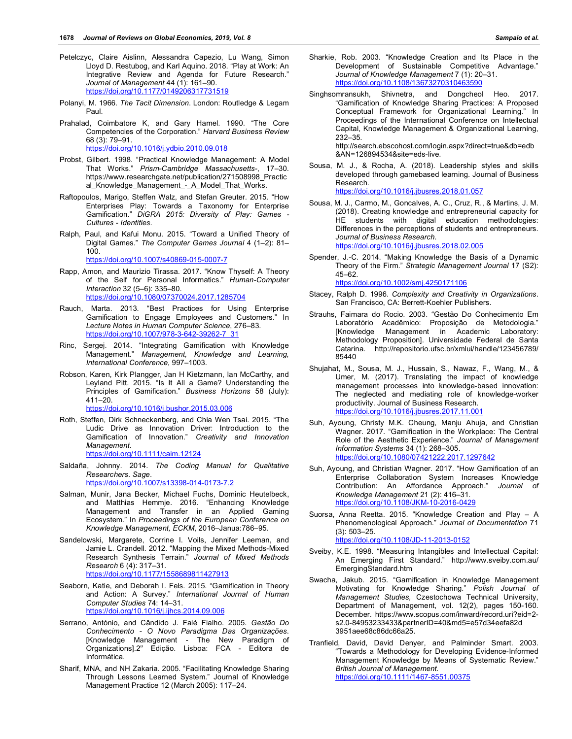Petelczyc, Claire Aislinn, Alessandra Capezio, Lu Wang, Simon Lloyd D. Restubog, and Karl Aquino. 2018. "Play at Work: An Integrative Review and Agenda for Future Research." *Journal of Management* 44 (1): 161–90. https://doi.org/10.1177/0149206317731519

Polanyi, M. 1966. *The Tacit Dimension*. London: Routledge & Legam Paul.

Prahalad, Coimbatore K, and Gary Hamel. 1990. "The Core Competencies of the Corporation." *Harvard Business Review* 68 (3): 79–91. https://doi.org/10.1016/j.ydbio.2010.09.018

Probst, Gilbert. 1998. "Practical Knowledge Management: A Model That Works." *Prism-Cambridge Massachusetts-*, 17–30. https://www.researchgate.net/publication/271508998_Practical_Knowledge_Management_-_A_Model_That_Works.

Raftopoulos, Marigo, Steffen Walz, and Stefan Greuter. 2015. "How Enterprises Play: Towards a Taxonomy for Enterprise Gamification." *DiGRA 2015: Diversity of Play: Games - Cultures - Identities*.

Ralph, Paul, and Kafui Monu. 2015. "Toward a Unified Theory of Digital Games." *The Computer Games Journal* 4 (1–2): 81–100. https://doi.org/10.1007/s40869-015-0007-7

Rapp, Amon, and Maurizio Tirassa. 2017. "Know Thyself: A Theory of the Self for Personal Informatics." *Human-Computer Interaction* 32 (5–6): 335–80. https://doi.org/10.1080/07370024.2017.1285704

Rauch, Marta. 2013. "Best Practices for Using Enterprise Gamification to Engage Employees and Customers." In *Lecture Notes in Human Computer Science*, 276–83. https://doi.org/10.1007/978-3-642-39262-7_31

Rinc, Sergej. 2014. "Integrating Gamification with Knowledge Management." *Management, Knowledge and Learning, International Conference*, 997–1003.

Robson, Karen, Kirk Plangger, Jan H Kietzmann, Ian McCarthy, and Leyland Pitt. 2015. "Is It All a Game? Understanding the Principles of Gamification." *Business Horizons* 58 (July): 411–20. https://doi.org/10.1016/j.bushor.2015.03.006

Roth, Steffen, Dirk Schneckenberg, and Chia Wen Tsai. 2015. "The Ludic Drive as Innovation Driver: Introduction to the Gamification of Innovation." *Creativity and Innovation Management*. https://doi.org/10.1111/caim.12124

Saldaña, Johnny. 2014. *The Coding Manual for Qualitative Researchers*. *Sage*. https://doi.org/10.1007/s13398-014-0173-7.2

Salman, Munir, Jana Becker, Michael Fuchs, Dominic Heutelbeck, and Matthias Hemmje. 2016. "Enhancing Knowledge Management and Transfer in an Applied Gaming Ecosystem." In *Proceedings of the European Conference on Knowledge Management, ECKM*, 2016–Janua:786–95.

Sandelowski, Margarete, Corrine I. Voils, Jennifer Leeman, and Jamie L. Crandell. 2012. "Mapping the Mixed Methods-Mixed Research Synthesis Terrain." *Journal of Mixed Methods Research* 6 (4): 317–31. https://doi.org/10.1177/1558689811427913

Seaborn, Katie, and Deborah I. Fels. 2015. "Gamification in Theory and Action: A Survey." *International Journal of Human Computer Studies* 74: 14–31. https://doi.org/10.1016/j.ijhcs.2014.09.006

Serrano, António, and Cândido J. Falé Fialho. 2005. *Gestão Do Conhecimento - O Novo Paradigma Das Organizações*. [Knowledge Management - The New Paradigm of Organizations].2ª Edição. Lisboa: FCA - Editora de Informática.

Sharif, MNA, and NH Zakaria. 2005. "Facilitating Knowledge Sharing Through Lessons Learned System." Journal of Knowledge Management Practice 12 (March 2005): 117–24.

Sharkie, Rob. 2003. "Knowledge Creation and Its Place in the Development of Sustainable Competitive Advantage." *Journal of Knowledge Management* 7 (1): 20–31. https://doi.org/10.1108/13673270310463590

Singhsomransukh, Shivnetra, and Dongcheol Heo. 2017. "Gamification of Knowledge Sharing Practices: A Proposed Conceptual Framework for Organizational Learning." In Proceedings of the International Conference on Intellectual Capital, Knowledge Management & Organizational Learning, 232–35. http://search.ebscohost.com/login.aspx?direct=true&db=edb&AN=126894534&site=eds-live.

Sousa, M. J., & Rocha, A. (2018). Leadership styles and skills developed through gamebased learning. Journal of Business Research. https://doi.org/10.1016/j.jbusres.2018.01.057

Sousa, M. J., Carmo, M., Goncalves, A. C., Cruz, R., & Martins, J. M. (2018). Creating knowledge and entrepreneurial capacity for HE students with digital education methodologies: Differences in the perceptions of students and entrepreneurs. *Journal of Business Research*. https://doi.org/10.1016/j.jbusres.2018.02.005

Spender, J.-C. 2014. "Making Knowledge the Basis of a Dynamic Theory of the Firm." *Strategic Management Journal* 17 (S2): 45–62. https://doi.org/10.1002/smj.4250171106

Stacey, Ralph D. 1996. *Complexity and Creativity in Organizations*. San Francisco, CA: Berrett-Koehler Publishers.

Strauhs, Faimara do Rocio. 2003. "Gestão Do Conhecimento Em Laboratório Acadêmico: Proposição de Metodologia." [Knowledge Management in Academic Laboratory: Methodology Proposition]. Universidade Federal de Santa Catarina. http://repositorio.ufsc.br/xmlui/handle/123456789/85440

Shujahat, M., Sousa, M. J., Hussain, S., Nawaz, F., Wang, M., & Umer, M. (2017). Translating the impact of knowledge management processes into knowledge-based innovation: The neglected and mediating role of knowledge-worker productivity. Journal of Business Research. https://doi.org/10.1016/j.jbusres.2017.11.001

Suh, Ayoung, Christy M.K. Cheung, Manju Ahuja, and Christian Wagner. 2017. "Gamification in the Workplace: The Central Role of the Aesthetic Experience." *Journal of Management Information Systems* 34 (1): 268–305. https://doi.org/10.1080/07421222.2017.1297642

Suh, Ayoung, and Christian Wagner. 2017. "How Gamification of an Enterprise Collaboration System Increases Knowledge Contribution: An Affordance Approach." *Journal of Knowledge Management* 21 (2): 416–31. https://doi.org/10.1108/JKM-10-2016-0429

Suorsa, Anna Reetta. 2015. "Knowledge Creation and Play – A Phenomenological Approach." *Journal of Documentation* 71 (3): 503–25. https://doi.org/10.1108/JD-11-2013-0152

Sveiby, K.E. 1998. "Measuring Intangibles and Intellectual Capital: An Emerging First Standard." http://www.sveiby.com.au/EmergingStandard.htm

Swacha, Jakub. 2015. "Gamification in Knowledge Management Motivating for Knowledge Sharing." *Polish Journal of Management Studies,* Czestochowa Technical University, Department of Management, vol. 12(2), pages 150-160. December. https://www.scopus.com/inward/record.uri?eid=2-s2.0-84953233433&partnerID=40&md5=e57d34eefa82d3951aee68c86dc66a25.

Tranfield, David, David Denyer, and Palminder Smart. 2003. "Towards a Methodology for Developing Evidence-Informed Management Knowledge by Means of Systematic Review." *British Journal of Management*. https://doi.org/10.1111/1467-8551.00375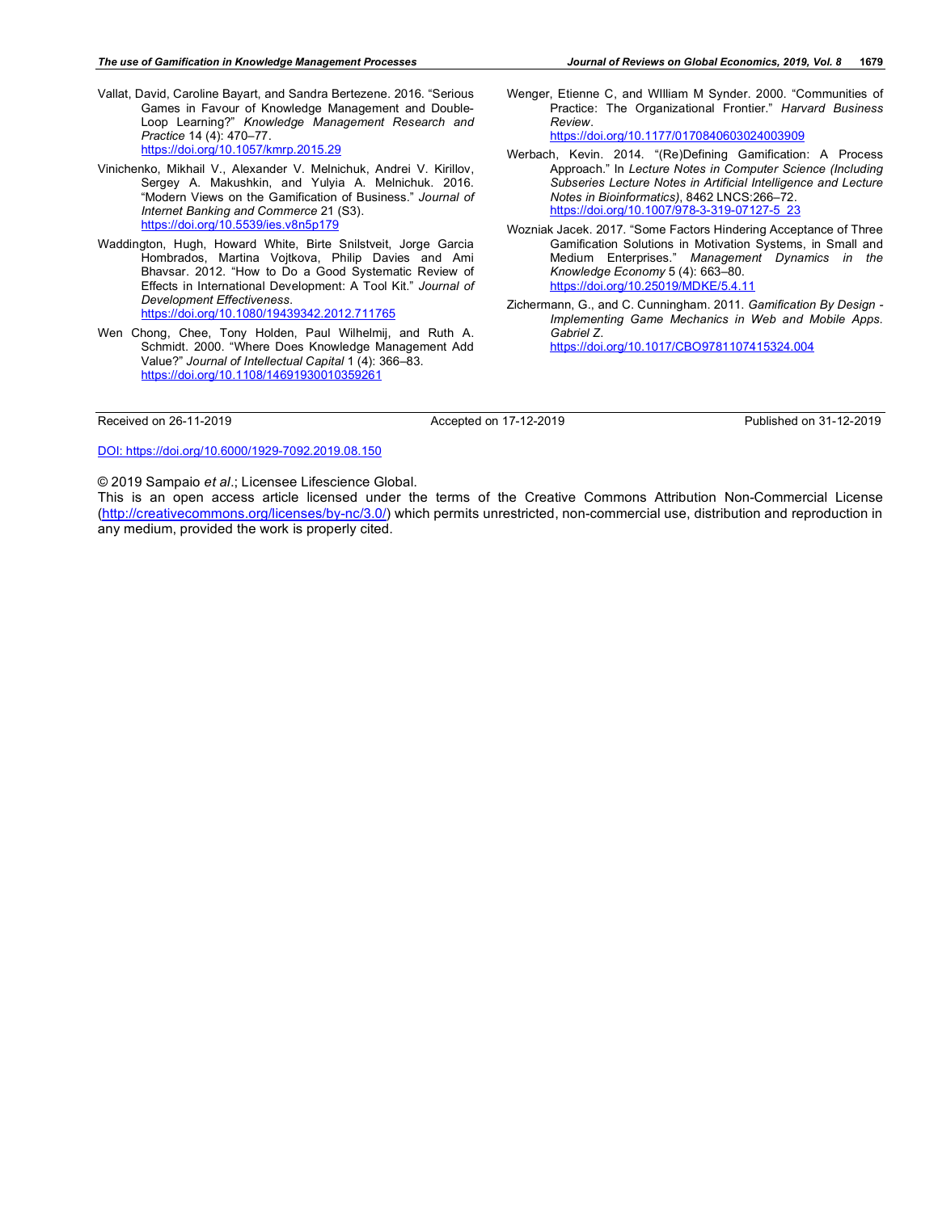Vallat, David, Caroline Bayart, and Sandra Bertezene. 2016. "Serious Games in Favour of Knowledge Management and Double-Loop Learning?" *Knowledge Management Research and Practice* 14 (4): 470–77. https://doi.org/10.1057/kmrp.2015.29

Vinichenko, Mikhail V., Alexander V. Melnichuk, Andrei V. Kirillov, Sergey A. Makushkin, and Yulyia A. Melnichuk. 2016. "Modern Views on the Gamification of Business." *Journal of Internet Banking and Commerce* 21 (S3). https://doi.org/10.5539/ies.v8n5p179

Waddington, Hugh, Howard White, Birte Snilstveit, Jorge Garcia Hombrados, Martina Vojtkova, Philip Davies and Ami Bhavsar. 2012. "How to Do a Good Systematic Review of Effects in International Development: A Tool Kit." *Journal of Development Effectiveness*. https://doi.org/10.1080/19439342.2012.711765

Wen Chong, Chee, Tony Holden, Paul Wilhelmij, and Ruth A. Schmidt. 2000. "Where Does Knowledge Management Add Value?" *Journal of Intellectual Capital* 1 (4): 366–83. https://doi.org/10.1108/14691930010359261

Wenger, Etienne C, and WIlliam M Synder. 2000. "Communities of Practice: The Organizational Frontier." *Harvard Business Review*. https://doi.org/10.1177/0170840603024003909

Werbach, Kevin. 2014. "(Re)Defining Gamification: A Process Approach." In *Lecture Notes in Computer Science (Including Subseries Lecture Notes in Artificial Intelligence and Lecture Notes in Bioinformatics)*, 8462 LNCS:266–72. https://doi.org/10.1007/978-3-319-07127-5_23

Wozniak Jacek. 2017. "Some Factors Hindering Acceptance of Three Gamification Solutions in Motivation Systems, in Small and Medium Enterprises." *Management Dynamics in the Knowledge Economy* 5 (4): 663–80. https://doi.org/10.25019/MDKE/5.4.11

Zichermann, G., and C. Cunningham. 2011. *Gamification By Design - Implementing Game Mechanics in Web and Mobile Apps. Gabriel Z.* https://doi.org/10.1017/CBO9781107415324.004

Received on 26-11-2019 Accepted on 17-12-2019 Published on 31-12-2019

DOI: https://doi.org/10.6000/1929-7092.2019.08.150

© 2019 Sampaio *et al*.; Licensee Lifescience Global.

This is an open access article licensed under the terms of the Creative Commons Attribution Non-Commercial License (http://creativecommons.org/licenses/by-nc/3.0/) which permits unrestricted, non-commercial use, distribution and reproduction in any medium, provided the work is properly cited.